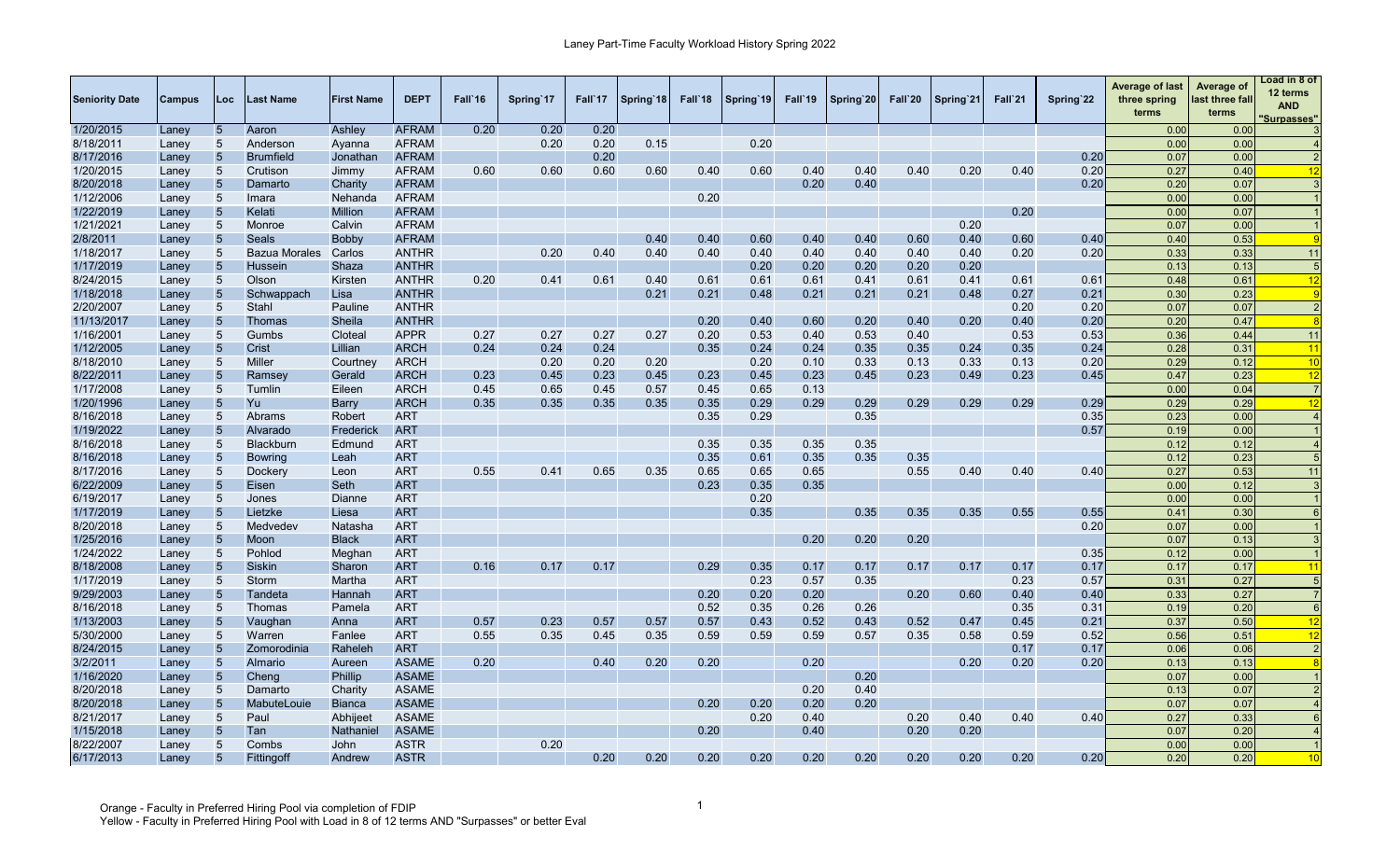# Laney Part-Time Faculty Workload History Spring 2022

| Seniority Date | Campus | Loc | Last Name | First Name | DEPT | Fall`16 | Spring`17 | Fall`17 | Spring`18 | Fall`18 | Spring`19 | Fall`19 | Spring`20 | Fall`20 | Spring`21 | Fall`21 | Spring`22 | Average of last three spring terms | Average of last three fall terms | Load in 8 of 12 terms AND "Surpasses" |
|---|---|---|---|---|---|---|---|---|---|---|---|---|---|---|---|---|---|---|---|---|
| 1/20/2015 | Laney | 5 | Aaron | Ashley | AFRAM | 0.20 | 0.20 | 0.20 | | | | | | | | | | 0.00 | 0.00 | 3 |
| 8/18/2011 | Laney | 5 | Anderson | Ayanna | AFRAM | | 0.20 | 0.20 | 0.15 | | 0.20 | | | | | | | 0.00 | 0.00 | 4 |
| 8/17/2016 | Laney | 5 | Brumfield | Jonathan | AFRAM | | | 0.20 | | | | | | | | | 0.20 | 0.07 | 0.00 | 2 |
| 1/20/2015 | Laney | 5 | Crutison | Jimmy | AFRAM | 0.60 | 0.60 | 0.60 | 0.60 | 0.40 | 0.60 | 0.40 | 0.40 | 0.40 | 0.20 | 0.40 | 0.20 | 0.27 | 0.40 | 12 |
| 8/20/2018 | Laney | 5 | Damarto | Charity | AFRAM | | | | | | | 0.20 | 0.40 | | | | 0.20 | 0.20 | 0.07 | 3 |
| 1/12/2006 | Laney | 5 | Imara | Nehanda | AFRAM | | | | | 0.20 | | | | | | | | 0.00 | 0.00 | 1 |
| 1/22/2019 | Laney | 5 | Kelati | Million | AFRAM | | | | | | | | | | | 0.20 | | 0.00 | 0.07 | 1 |
| 1/21/2021 | Laney | 5 | Monroe | Calvin | AFRAM | | | | | | | | | | 0.20 | | | 0.07 | 0.00 | 1 |
| 2/8/2011 | Laney | 5 | Seals | Bobby | AFRAM | | | | 0.40 | 0.40 | 0.60 | 0.40 | 0.40 | 0.60 | 0.40 | 0.60 | 0.40 | 0.40 | 0.53 | 9 |
| 1/18/2017 | Laney | 5 | Bazua Morales | Carlos | ANTHR | | 0.20 | 0.40 | 0.40 | 0.40 | 0.40 | 0.40 | 0.40 | 0.40 | 0.40 | 0.20 | 0.20 | 0.33 | 0.33 | 11 |
| 1/17/2019 | Laney | 5 | Hussein | Shaza | ANTHR | | | | | | 0.20 | 0.20 | 0.20 | 0.20 | 0.20 | | | 0.13 | 0.13 | 5 |
| 8/24/2015 | Laney | 5 | Olson | Kirsten | ANTHR | 0.20 | 0.41 | 0.61 | 0.40 | 0.61 | 0.61 | 0.61 | 0.41 | 0.61 | 0.41 | 0.61 | 0.61 | 0.48 | 0.61 | 12 |
| 1/18/2018 | Laney | 5 | Schwappach | Lisa | ANTHR | | | | 0.21 | 0.21 | 0.48 | 0.21 | 0.21 | 0.21 | 0.48 | 0.27 | 0.21 | 0.30 | 0.23 | 9 |
| 2/20/2007 | Laney | 5 | Stahl | Pauline | ANTHR | | | | | | | | | | | 0.20 | 0.20 | 0.07 | 0.07 | 2 |
| 11/13/2017 | Laney | 5 | Thomas | Sheila | ANTHR | | | | | 0.20 | 0.40 | 0.60 | 0.20 | 0.40 | 0.20 | 0.40 | 0.20 | 0.20 | 0.47 | 8 |
| 1/16/2001 | Laney | 5 | Gumbs | Cloteal | APPR | 0.27 | 0.27 | 0.27 | 0.27 | 0.20 | 0.53 | 0.40 | 0.53 | 0.40 | | 0.53 | 0.53 | 0.36 | 0.44 | 11 |
| 1/12/2005 | Laney | 5 | Crist | Lillian | ARCH | 0.24 | 0.24 | 0.24 | | 0.35 | 0.24 | 0.24 | 0.35 | 0.35 | 0.24 | 0.35 | 0.24 | 0.28 | 0.31 | 11 |
| 8/18/2010 | Laney | 5 | Miller | Courtney | ARCH | | 0.20 | 0.20 | 0.20 | | 0.20 | 0.10 | 0.33 | 0.13 | 0.33 | 0.13 | 0.20 | 0.29 | 0.12 | 10 |
| 8/22/2011 | Laney | 5 | Ramsey | Gerald | ARCH | 0.23 | 0.45 | 0.23 | 0.45 | 0.23 | 0.45 | 0.23 | 0.45 | 0.23 | 0.49 | 0.23 | 0.45 | 0.47 | 0.23 | 12 |
| 1/17/2008 | Laney | 5 | Tumlin | Eileen | ARCH | 0.45 | 0.65 | 0.45 | 0.57 | 0.45 | 0.65 | 0.13 | | | | | | 0.00 | 0.04 | 7 |
| 1/20/1996 | Laney | 5 | Yu | Barry | ARCH | 0.35 | 0.35 | 0.35 | 0.35 | 0.35 | 0.29 | 0.29 | 0.29 | 0.29 | 0.29 | 0.29 | 0.29 | 0.29 | 0.29 | 12 |
| 8/16/2018 | Laney | 5 | Abrams | Robert | ART | | | | | 0.35 | 0.29 | | 0.35 | | | | 0.35 | 0.23 | 0.00 | 4 |
| 1/19/2022 | Laney | 5 | Alvarado | Frederick | ART | | | | | | | | | | | | 0.57 | 0.19 | 0.00 | 1 |
| 8/16/2018 | Laney | 5 | Blackburn | Edmund | ART | | | | | 0.35 | 0.35 | 0.35 | 0.35 | | | | | 0.12 | 0.12 | 4 |
| 8/16/2018 | Laney | 5 | Bowring | Leah | ART | | | | | 0.35 | 0.61 | 0.35 | 0.35 | 0.35 | | | | 0.12 | 0.23 | 5 |
| 8/17/2016 | Laney | 5 | Dockery | Leon | ART | 0.55 | 0.41 | 0.65 | 0.35 | 0.65 | 0.65 | 0.65 | | 0.55 | 0.40 | 0.40 | 0.40 | 0.27 | 0.53 | 11 |
| 6/22/2009 | Laney | 5 | Eisen | Seth | ART | | | | | 0.23 | 0.35 | 0.35 | | | | | | 0.00 | 0.12 | 3 |
| 6/19/2017 | Laney | 5 | Jones | Dianne | ART | | | | | | 0.20 | | | | | | | 0.00 | 0.00 | 1 |
| 1/17/2019 | Laney | 5 | Lietzke | Liesa | ART | | | | | | 0.35 | | 0.35 | 0.35 | 0.35 | 0.55 | 0.55 | 0.41 | 0.30 | 6 |
| 8/20/2018 | Laney | 5 | Medvedev | Natasha | ART | | | | | | | | | | | | 0.20 | 0.07 | 0.00 | 1 |
| 1/25/2016 | Laney | 5 | Moon | Black | ART | | | | | | | 0.20 | 0.20 | 0.20 | | | | 0.07 | 0.13 | 3 |
| 1/24/2022 | Laney | 5 | Pohlod | Meghan | ART | | | | | | | | | | | | 0.35 | 0.12 | 0.00 | 1 |
| 8/18/2008 | Laney | 5 | Siskin | Sharon | ART | 0.16 | 0.17 | 0.17 | | 0.29 | 0.35 | 0.17 | 0.17 | 0.17 | 0.17 | 0.17 | 0.17 | 0.17 | 0.17 | 11 |
| 1/17/2019 | Laney | 5 | Storm | Martha | ART | | | | | | 0.23 | 0.57 | 0.35 | | | 0.23 | 0.57 | 0.31 | 0.27 | 5 |
| 9/29/2003 | Laney | 5 | Tandeta | Hannah | ART | | | | | 0.20 | 0.20 | 0.20 | | 0.20 | 0.60 | 0.40 | 0.40 | 0.33 | 0.27 | 7 |
| 8/16/2018 | Laney | 5 | Thomas | Pamela | ART | | | | | 0.52 | 0.35 | 0.26 | 0.26 | | | 0.35 | 0.31 | 0.19 | 0.20 | 6 |
| 1/13/2003 | Laney | 5 | Vaughan | Anna | ART | 0.57 | 0.23 | 0.57 | 0.57 | 0.57 | 0.43 | 0.52 | 0.43 | 0.52 | 0.47 | 0.45 | 0.21 | 0.37 | 0.50 | 12 |
| 5/30/2000 | Laney | 5 | Warren | Fanlee | ART | 0.55 | 0.35 | 0.45 | 0.35 | 0.59 | 0.59 | 0.59 | 0.57 | 0.35 | 0.58 | 0.59 | 0.52 | 0.56 | 0.51 | 12 |
| 8/24/2015 | Laney | 5 | Zomorodinia | Raheleh | ART | | | | | | | | | | | 0.17 | 0.17 | 0.06 | 0.06 | 2 |
| 3/2/2011 | Laney | 5 | Almario | Aureen | ASAME | 0.20 | | 0.40 | 0.20 | 0.20 | | 0.20 | | | 0.20 | 0.20 | 0.20 | 0.13 | 0.13 | 8 |
| 1/16/2020 | Laney | 5 | Cheng | Phillip | ASAME | | | | | | | | 0.20 | | | | | 0.07 | 0.00 | 1 |
| 8/20/2018 | Laney | 5 | Damarto | Charity | ASAME | | | | | | | 0.20 | 0.40 | | | | | 0.13 | 0.07 | 2 |
| 8/20/2018 | Laney | 5 | MabuteLouie | Bianca | ASAME | | | | | 0.20 | 0.20 | 0.20 | 0.20 | | | | | 0.07 | 0.07 | 4 |
| 8/21/2017 | Laney | 5 | Paul | Abhijeet | ASAME | | | | | | 0.20 | 0.40 | | 0.20 | 0.40 | 0.40 | 0.40 | 0.27 | 0.33 | 6 |
| 1/15/2018 | Laney | 5 | Tan | Nathaniel | ASAME | | | | | 0.20 | | 0.40 | | 0.20 | 0.20 | | | 0.07 | 0.20 | 4 |
| 8/22/2007 | Laney | 5 | Combs | John | ASTR | | 0.20 | | | | | | | | | | | 0.00 | 0.00 | 1 |
| 6/17/2013 | Laney | 5 | Fittingoff | Andrew | ASTR | | | 0.20 | 0.20 | 0.20 | 0.20 | 0.20 | 0.20 | 0.20 | 0.20 | 0.20 | 0.20 | 0.20 | 0.20 | 10 |

Orange - Faculty in Preferred Hiring Pool via completion of FDIP
Yellow - Faculty in Preferred Hiring Pool with Load in 8 of 12 terms AND "Surpasses" or better Eval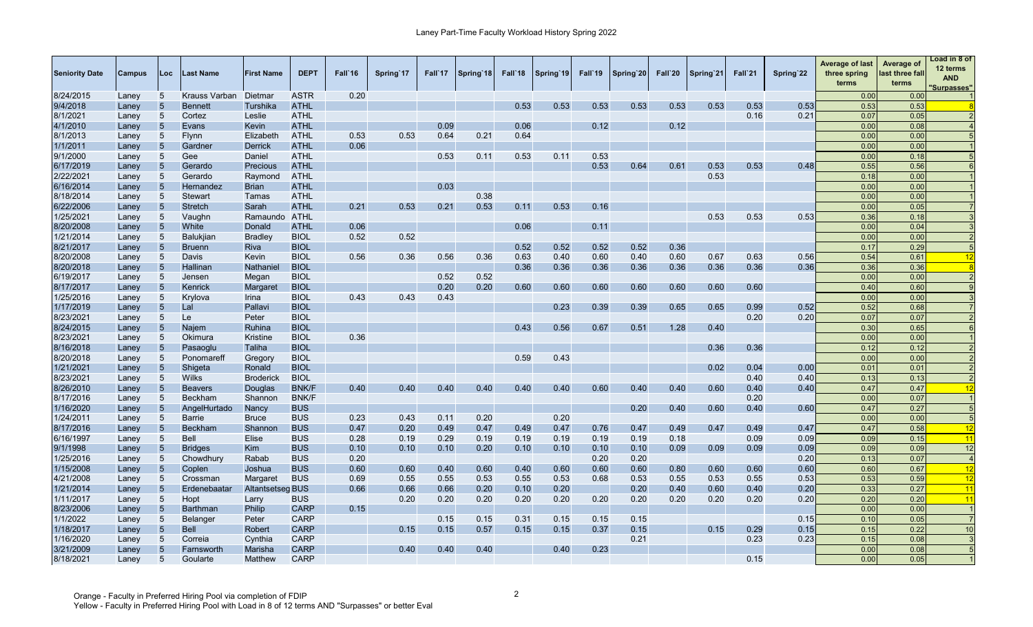# Laney Part-Time Faculty Workload History Spring 2022

| Seniority Date | Campus | Loc | Last Name | First Name | DEPT | Fall`16 | Spring`17 | Fall`17 | Spring`18 | Fall`18 | Spring`19 | Fall`19 | Spring`20 | Fall`20 | Spring`21 | Fall`21 | Spring`22 | Average of last three spring terms | Average of last three fall terms | Load in 8 of 12 terms AND "Surpasses" |
|---|---|---|---|---|---|---|---|---|---|---|---|---|---|---|---|---|---|---|---|---|
| 8/24/2015 | Laney | 5 | Krauss Varban | Dietmar | ASTR | 0.20 | | | | | | | | | | | | 0.00 | 0.00 | 1 |
| 9/4/2018 | Laney | 5 | Bennett | Turshika | ATHL | | | | | 0.53 | 0.53 | 0.53 | 0.53 | 0.53 | 0.53 | 0.53 | 0.53 | 0.53 | 0.53 | 8 |
| 8/1/2021 | Laney | 5 | Cortez | Leslie | ATHL | | | | | | | | | | | 0.16 | 0.21 | 0.07 | 0.05 | 2 |
| 4/1/2010 | Laney | 5 | Evans | Kevin | ATHL | | | 0.09 | | 0.06 | | 0.12 | | 0.12 | | | | 0.00 | 0.08 | 4 |
| 8/1/2013 | Laney | 5 | Flynn | Elizabeth | ATHL | 0.53 | 0.53 | 0.64 | 0.21 | 0.64 | | | | | | | | 0.00 | 0.00 | 5 |
| 1/1/2011 | Laney | 5 | Gardner | Derrick | ATHL | 0.06 | | | | | | | | | | | | 0.00 | 0.00 | 1 |
| 9/1/2000 | Laney | 5 | Gee | Daniel | ATHL | | | 0.53 | 0.11 | 0.53 | 0.11 | 0.53 | | | | | | 0.00 | 0.18 | 5 |
| 6/17/2019 | Laney | 5 | Gerardo | Precious | ATHL | | | | | | | 0.53 | 0.64 | 0.61 | 0.53 | 0.53 | 0.48 | 0.55 | 0.56 | 6 |
| 2/22/2021 | Laney | 5 | Gerardo | Raymond | ATHL | | | | | | | | | | 0.53 | | | 0.18 | 0.00 | 1 |
| 6/16/2014 | Laney | 5 | Hernandez | Brian | ATHL | | | 0.03 | | | | | | | | | | 0.00 | 0.00 | 1 |
| 8/18/2014 | Laney | 5 | Stewart | Tamas | ATHL | | | | 0.38 | | | | | | | | | 0.00 | 0.00 | 1 |
| 6/22/2006 | Laney | 5 | Stretch | Sarah | ATHL | 0.21 | 0.53 | 0.21 | 0.53 | 0.11 | 0.53 | 0.16 | | | | | | 0.00 | 0.05 | 7 |
| 1/25/2021 | Laney | 5 | Vaughn | Ramaundo | ATHL | | | | | | | | | | 0.53 | 0.53 | 0.53 | 0.36 | 0.18 | 3 |
| 8/20/2008 | Laney | 5 | White | Donald | ATHL | 0.06 | | | | 0.06 | | 0.11 | | | | | | 0.00 | 0.04 | 3 |
| 1/21/2014 | Laney | 5 | Balukjian | Bradley | BIOL | 0.52 | 0.52 | | | | | | | | | | | 0.00 | 0.00 | 2 |
| 8/21/2017 | Laney | 5 | Bruenn | Riva | BIOL | | | | | 0.52 | 0.52 | 0.52 | 0.52 | 0.36 | | | | 0.17 | 0.29 | 5 |
| 8/20/2008 | Laney | 5 | Davis | Kevin | BIOL | 0.56 | 0.36 | 0.56 | 0.36 | 0.63 | 0.40 | 0.60 | 0.40 | 0.60 | 0.67 | 0.63 | 0.56 | 0.54 | 0.61 | 12 |
| 8/20/2018 | Laney | 5 | Hallinan | Nathaniel | BIOL | | | | | 0.36 | 0.36 | 0.36 | 0.36 | 0.36 | 0.36 | 0.36 | 0.36 | 0.36 | 0.36 | 8 |
| 6/19/2017 | Laney | 5 | Jensen | Megan | BIOL | | | 0.52 | 0.52 | | | | | | | | | 0.00 | 0.00 | 2 |
| 8/17/2017 | Laney | 5 | Kenrick | Margaret | BIOL | | | 0.20 | 0.20 | 0.60 | 0.60 | 0.60 | 0.60 | 0.60 | 0.60 | 0.60 | | 0.40 | 0.60 | 9 |
| 1/25/2016 | Laney | 5 | Krylova | Irina | BIOL | 0.43 | 0.43 | 0.43 | | | | | | | | | | 0.00 | 0.00 | 3 |
| 1/17/2019 | Laney | 5 | Lal | Pallavi | BIOL | | | | | | 0.23 | 0.39 | 0.39 | 0.65 | 0.65 | 0.99 | 0.52 | 0.52 | 0.68 | 7 |
| 8/23/2021 | Laney | 5 | Le | Peter | BIOL | | | | | | | | | | | 0.20 | 0.20 | 0.07 | 0.07 | 2 |
| 8/24/2015 | Laney | 5 | Najem | Ruhina | BIOL | | | | | 0.43 | 0.56 | 0.67 | 0.51 | 1.28 | 0.40 | | | 0.30 | 0.65 | 6 |
| 8/23/2021 | Laney | 5 | Okimura | Kristine | BIOL | 0.36 | | | | | | | | | | | | 0.00 | 0.00 | 1 |
| 8/16/2018 | Laney | 5 | Pasaoglu | Taliha | BIOL | | | | | | | | | | 0.36 | 0.36 | | 0.12 | 0.12 | 2 |
| 8/20/2018 | Laney | 5 | Ponomareff | Gregory | BIOL | | | | | 0.59 | 0.43 | | | | | | | 0.00 | 0.00 | 2 |
| 1/21/2021 | Laney | 5 | Shigeta | Ronald | BIOL | | | | | | | | | | 0.02 | 0.04 | 0.00 | 0.01 | 0.01 | 2 |
| 8/23/2021 | Laney | 5 | Wilks | Broderick | BIOL | | | | | | | | | | | 0.40 | 0.40 | 0.13 | 0.13 | 2 |
| 8/26/2010 | Laney | 5 | Beavers | Douglas | BNK/F | 0.40 | 0.40 | 0.40 | 0.40 | 0.40 | 0.40 | 0.60 | 0.40 | 0.40 | 0.60 | 0.40 | 0.40 | 0.47 | 0.47 | 12 |
| 8/17/2016 | Laney | 5 | Beckham | Shannon | BNK/F | | | | | | | | | | | 0.20 | | 0.00 | 0.07 | 1 |
| 1/16/2020 | Laney | 5 | AngelHurtado | Nancy | BUS | | | | | | | | 0.20 | 0.40 | 0.60 | 0.40 | 0.60 | 0.47 | 0.27 | 5 |
| 1/24/2011 | Laney | 5 | Barrie | Bruce | BUS | 0.23 | 0.43 | 0.11 | 0.20 | | 0.20 | | | | | | | 0.00 | 0.00 | 5 |
| 8/17/2016 | Laney | 5 | Beckham | Shannon | BUS | 0.47 | 0.20 | 0.49 | 0.47 | 0.49 | 0.47 | 0.76 | 0.47 | 0.49 | 0.47 | 0.49 | 0.47 | 0.47 | 0.58 | 12 |
| 6/16/1997 | Laney | 5 | Bell | Elise | BUS | 0.28 | 0.19 | 0.29 | 0.19 | 0.19 | 0.19 | 0.19 | 0.19 | 0.18 | | 0.09 | 0.09 | 0.09 | 0.15 | 11 |
| 9/1/1998 | Laney | 5 | Bridges | Kim | BUS | 0.10 | 0.10 | 0.10 | 0.20 | 0.10 | 0.10 | 0.10 | 0.10 | 0.09 | 0.09 | 0.09 | 0.09 | 0.09 | 0.09 | 12 |
| 1/25/2016 | Laney | 5 | Chowdhury | Rabab | BUS | 0.20 | | | | | | 0.20 | 0.20 | | | | 0.20 | 0.13 | 0.07 | 4 |
| 1/15/2008 | Laney | 5 | Coplen | Joshua | BUS | 0.60 | 0.60 | 0.40 | 0.60 | 0.40 | 0.60 | 0.60 | 0.60 | 0.80 | 0.60 | 0.60 | 0.60 | 0.60 | 0.67 | 12 |
| 4/21/2008 | Laney | 5 | Crossman | Margaret | BUS | 0.69 | 0.55 | 0.55 | 0.53 | 0.55 | 0.53 | 0.68 | 0.53 | 0.55 | 0.53 | 0.55 | 0.53 | 0.53 | 0.59 | 12 |
| 1/21/2014 | Laney | 5 | Erdenebaatar | Altantsetseg | BUS | 0.66 | 0.66 | 0.66 | 0.20 | 0.10 | 0.20 | | 0.20 | 0.40 | 0.60 | 0.40 | 0.20 | 0.33 | 0.27 | 11 |
| 1/11/2017 | Laney | 5 | Hopt | Larry | BUS | | 0.20 | 0.20 | 0.20 | 0.20 | 0.20 | 0.20 | 0.20 | 0.20 | 0.20 | 0.20 | 0.20 | 0.20 | 0.20 | 11 |
| 8/23/2006 | Laney | 5 | Barthman | Philip | CARP | 0.15 | | | | | | | | | | | | 0.00 | 0.00 | 1 |
| 1/1/2022 | Laney | 5 | Belanger | Peter | CARP | | | 0.15 | 0.15 | 0.31 | 0.15 | 0.15 | 0.15 | | | | 0.15 | 0.10 | 0.05 | 7 |
| 1/18/2017 | Laney | 5 | Bell | Robert | CARP | | 0.15 | 0.15 | 0.57 | 0.15 | 0.15 | 0.37 | 0.15 | | 0.15 | 0.29 | 0.15 | 0.15 | 0.22 | 10 |
| 1/16/2020 | Laney | 5 | Correia | Cynthia | CARP | | | | | | | | 0.21 | | | 0.23 | 0.23 | 0.15 | 0.08 | 3 |
| 3/21/2009 | Laney | 5 | Farnsworth | Marisha | CARP | | 0.40 | 0.40 | 0.40 | | 0.40 | 0.23 | | | | | | 0.00 | 0.08 | 5 |
| 8/18/2021 | Laney | 5 | Goularte | Matthew | CARP | | | | | | | | | | | 0.15 | | 0.00 | 0.05 | 1 |

Orange - Faculty in Preferred Hiring Pool via completion of FDIP
Yellow - Faculty in Preferred Hiring Pool with Load in 8 of 12 terms AND "Surpasses" or better Eval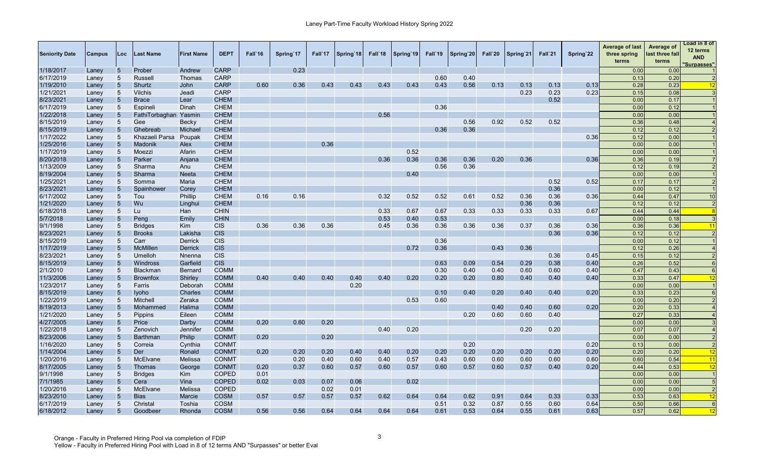# Laney Part-Time Faculty Workload History Spring 2022

| Seniority Date | Campus | Loc | Last Name | First Name | DEPT | Fall`16 | Spring`17 | Fall`17 | Spring`18 | Fall`18 | Spring`19 | Fall`19 | Spring`20 | Fall`20 | Spring`21 | Fall`21 | Spring`22 | Average of last three spring terms | Average of last three fall terms | Load in 8 of 12 terms AND "Surpasses" |
|---|---|---|---|---|---|---|---|---|---|---|---|---|---|---|---|---|---|---|---|---|
| 1/18/2017 | Laney | 5 | Prober | Andrew | CARP | | 0.23 | | | | | | | | | | | 0.00 | 0.00 | 1 |
| 6/17/2019 | Laney | 5 | Russell | Thomas | CARP | | | | | | | 0.60 | 0.40 | | | | | 0.13 | 0.20 | 2 |
| 1/19/2010 | Laney | 5 | Shurtz | John | CARP | 0.60 | 0.36 | 0.43 | 0.43 | 0.43 | 0.43 | 0.43 | 0.56 | 0.13 | 0.13 | 0.13 | 0.13 | 0.28 | 0.23 | 12 |
| 1/21/2021 | Laney | 5 | Vilchis | Jeadi | CARP | | | | | | | | | | 0.23 | 0.23 | 0.23 | 0.15 | 0.08 | 3 |
| 8/23/2021 | Laney | 5 | Brace | Lear | CHEM | | | | | | | | | | | 0.52 | | 0.00 | 0.17 | 1 |
| 6/17/2019 | Laney | 5 | Espineli | Dinah | CHEM | | | | | | | 0.36 | | | | | | 0.00 | 0.12 | 1 |
| 1/22/2018 | Laney | 5 | FathiTorbaghan | Yasmin | CHEM | | | | | 0.56 | | | | | | | | 0.00 | 0.00 | 1 |
| 8/15/2019 | Laney | 5 | Gee | Becky | CHEM | | | | | | | | 0.56 | 0.92 | 0.52 | 0.52 | | 0.36 | 0.48 | 4 |
| 8/15/2019 | Laney | 5 | Ghebreab | Michael | CHEM | | | | | | | 0.36 | 0.36 | | | | | 0.12 | 0.12 | 2 |
| 1/17/2022 | Laney | 5 | Khazaeli Parsa | Poupak | CHEM | | | | | | | | | | | | 0.36 | 0.12 | 0.00 | 1 |
| 1/25/2016 | Laney | 5 | Madonik | Alex | CHEM | | | 0.36 | | | | | | | | | | 0.00 | 0.00 | 1 |
| 1/17/2019 | Laney | 5 | Moezzi | Afarin | CHEM | | | | | | 0.52 | | | | | | | 0.00 | 0.00 | 1 |
| 8/20/2018 | Laney | 5 | Parker | Anjana | CHEM | | | | | 0.36 | 0.36 | 0.36 | 0.36 | 0.20 | 0.36 | | 0.36 | 0.36 | 0.19 | 7 |
| 1/13/2009 | Laney | 5 | Sharma | Anu | CHEM | | | | | | | 0.56 | 0.36 | | | | | 0.12 | 0.19 | 2 |
| 8/19/2004 | Laney | 5 | Sharma | Neeta | CHEM | | | | | | 0.40 | | | | | | | 0.00 | 0.00 | 1 |
| 1/25/2021 | Laney | 5 | Somma | Maria | CHEM | | | | | | | | | | | 0.52 | 0.52 | 0.17 | 0.17 | 2 |
| 8/23/2021 | Laney | 5 | Spainhower | Corey | CHEM | | | | | | | | | | | 0.36 | | 0.00 | 0.12 | 1 |
| 6/17/2002 | Laney | 5 | Tou | Phillip | CHEM | 0.16 | 0.16 | | | 0.32 | 0.52 | 0.52 | 0.61 | 0.52 | 0.36 | 0.36 | 0.36 | 0.44 | 0.47 | 10 |
| 1/21/2020 | Laney | 5 | Wu | Linghui | CHEM | | | | | | | | | | 0.36 | 0.36 | | 0.12 | 0.12 | 2 |
| 6/18/2018 | Laney | 5 | Lu | Han | CHIN | | | | | 0.33 | 0.67 | 0.67 | 0.33 | 0.33 | 0.33 | 0.33 | 0.67 | 0.44 | 0.44 | 8 |
| 5/7/2018 | Laney | 5 | Peng | Emily | CHIN | | | | | 0.53 | 0.40 | 0.53 | | | | | | 0.00 | 0.18 | 3 |
| 9/1/1998 | Laney | 5 | Bridges | Kim | CIS | 0.36 | 0.36 | 0.36 | | 0.45 | 0.36 | 0.36 | 0.36 | 0.36 | 0.37 | 0.36 | 0.36 | 0.36 | 0.36 | 11 |
| 8/23/2021 | Laney | 5 | Brooks | Lakisha | CIS | | | | | | | | | | | 0.36 | 0.36 | 0.12 | 0.12 | 2 |
| 8/15/2019 | Laney | 5 | Carr | Derrick | CIS | | | | | | | 0.36 | | | | | | 0.00 | 0.12 | 1 |
| 1/17/2019 | Laney | 5 | McMillen | Derrick | CIS | | | | | | 0.72 | 0.36 | | 0.43 | 0.36 | | | 0.12 | 0.26 | 4 |
| 8/23/2021 | Laney | 5 | Umelloh | Nnenna | CIS | | | | | | | | | | | 0.36 | 0.45 | 0.15 | 0.12 | 2 |
| 8/15/2019 | Laney | 5 | Windross | Garfield | CIS | | | | | | | 0.63 | 0.09 | 0.54 | 0.29 | 0.38 | 0.40 | 0.26 | 0.52 | 6 |
| 2/1/2010 | Laney | 5 | Blackman | Bernard | COMM | | | | | | | 0.30 | 0.40 | 0.40 | 0.60 | 0.60 | 0.40 | 0.47 | 0.43 | 6 |
| 11/3/2006 | Laney | 5 | Brownfox | Shirley | COMM | 0.40 | 0.40 | 0.40 | 0.40 | 0.40 | 0.20 | 0.20 | 0.20 | 0.80 | 0.40 | 0.40 | 0.40 | 0.33 | 0.47 | 12 |
| 1/23/2017 | Laney | 5 | Farris | Deborah | COMM | | | | 0.20 | | | | | | | | | 0.00 | 0.00 | 1 |
| 8/15/2019 | Laney | 5 | Iyoho | Charles | COMM | | | | | | | 0.10 | 0.40 | 0.20 | 0.40 | 0.40 | 0.20 | 0.33 | 0.23 | 6 |
| 1/22/2019 | Laney | 5 | Mitchell | Zeraka | COMM | | | | | | 0.53 | 0.60 | | | | | | 0.00 | 0.20 | 2 |
| 8/19/2013 | Laney | 5 | Mohammed | Halima | COMM | | | | | | | | | 0.40 | 0.40 | 0.60 | 0.20 | 0.20 | 0.33 | 4 |
| 1/21/2020 | Laney | 5 | Pippins | Eileen | COMM | | | | | | | | 0.20 | 0.60 | 0.60 | 0.40 | | 0.27 | 0.33 | 4 |
| 4/27/2005 | Laney | 5 | Price | Darby | COMM | 0.20 | 0.60 | 0.20 | | | | | | | | | | 0.00 | 0.00 | 3 |
| 1/22/2018 | Laney | 5 | Zenovich | Jennifer | COMM | | | | | 0.40 | 0.20 | | | | 0.20 | 0.20 | | 0.07 | 0.07 | 4 |
| 8/23/2006 | Laney | 5 | Barthman | Philip | CONMT | 0.20 | | 0.20 | | | | | | | | | | 0.00 | 0.00 | 2 |
| 1/16/2020 | Laney | 5 | Correia | Cynthia | CONMT | | | | | | | | 0.20 | | | | 0.20 | 0.13 | 0.00 | 2 |
| 1/14/2004 | Laney | 5 | Der | Ronald | CONMT | 0.20 | 0.20 | 0.20 | 0.40 | 0.40 | 0.20 | 0.20 | 0.20 | 0.20 | 0.20 | 0.20 | 0.20 | 0.20 | 0.20 | 12 |
| 1/20/2016 | Laney | 5 | McElvane | Melissa | CONMT | | 0.20 | 0.40 | 0.60 | 0.40 | 0.57 | 0.43 | 0.60 | 0.60 | 0.60 | 0.60 | 0.60 | 0.60 | 0.54 | 11 |
| 8/17/2005 | Laney | 5 | Thomas | George | CONMT | 0.20 | 0.37 | 0.60 | 0.57 | 0.60 | 0.57 | 0.60 | 0.57 | 0.60 | 0.57 | 0.40 | 0.20 | 0.44 | 0.53 | 12 |
| 9/1/1998 | Laney | 5 | Bridges | Kim | COPED | 0.01 | | | | | | | | | | | | 0.00 | 0.00 | 1 |
| 7/1/1985 | Laney | 5 | Cera | Vina | COPED | 0.02 | 0.03 | 0.07 | 0.06 | | 0.02 | | | | | | | 0.00 | 0.00 | 5 |
| 1/20/2016 | Laney | 5 | McElvane | Melissa | COPED | | | 0.02 | 0.01 | | | | | | | | | 0.00 | 0.00 | 2 |
| 8/23/2010 | Laney | 5 | Bias | Marcie | COSM | 0.57 | 0.57 | 0.57 | 0.57 | 0.62 | 0.64 | 0.64 | 0.62 | 0.91 | 0.64 | 0.33 | 0.33 | 0.53 | 0.63 | 12 |
| 6/17/2019 | Laney | 5 | Christal | Toshia | COSM | | | | | | | 0.51 | 0.32 | 0.87 | 0.55 | 0.60 | 0.64 | 0.50 | 0.66 | 6 |
| 6/18/2012 | Laney | 5 | Goodbeer | Rhonda | COSM | 0.56 | 0.56 | 0.64 | 0.64 | 0.64 | 0.64 | 0.61 | 0.53 | 0.64 | 0.55 | 0.61 | 0.63 | 0.57 | 0.62 | 12 |

Orange - Faculty in Preferred Hiring Pool via completion of FDIP
Yellow - Faculty in Preferred Hiring Pool with Load in 8 of 12 terms AND "Surpasses" or better Eval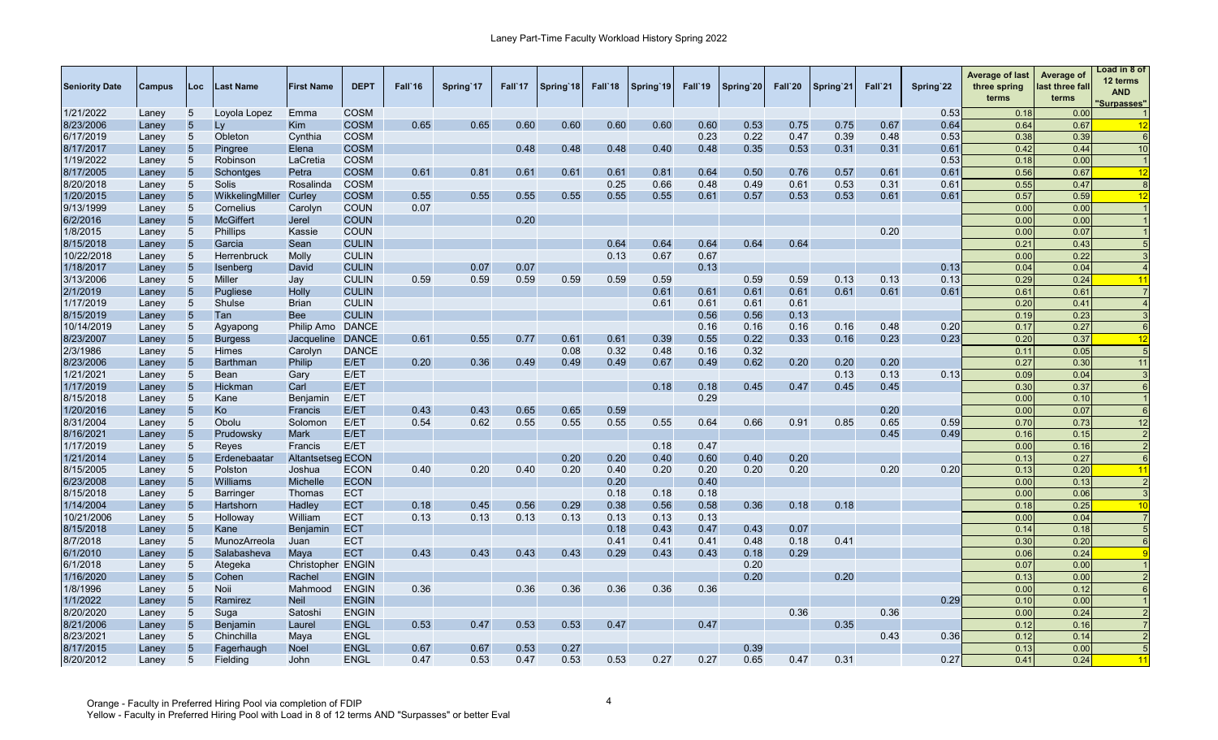# Laney Part-Time Faculty Workload History Spring 2022

| Seniority Date | Campus | Loc | Last Name | First Name | DEPT | Fall`16 | Spring`17 | Fall`17 | Spring`18 | Fall`18 | Spring`19 | Fall`19 | Spring`20 | Fall`20 | Spring`21 | Fall`21 | Spring`22 | Average of last three spring terms | Average of last three fall terms | Load in 8 of 12 terms AND "Surpasses" |
|---|---|---|---|---|---|---|---|---|---|---|---|---|---|---|---|---|---|---|---|---|
| 1/21/2022 | Laney | 5 | Loyola Lopez | Emma | COSM | | | | | | | | | | | | 0.53 | 0.18 | 0.00 | 1 |
| 8/23/2006 | Laney | 5 | Ly | Kim | COSM | 0.65 | 0.65 | 0.60 | 0.60 | 0.60 | 0.60 | 0.60 | 0.53 | 0.75 | 0.75 | 0.67 | 0.64 | 0.64 | 0.67 | 12 |
| 6/17/2019 | Laney | 5 | Obleton | Cynthia | COSM | | | | | | | 0.23 | 0.22 | 0.47 | 0.39 | 0.48 | 0.53 | 0.38 | 0.39 | 6 |
| 8/17/2017 | Laney | 5 | Pingree | Elena | COSM | | | 0.48 | 0.48 | 0.48 | 0.40 | 0.48 | 0.35 | 0.53 | 0.31 | 0.31 | 0.61 | 0.42 | 0.44 | 10 |
| 1/19/2022 | Laney | 5 | Robinson | LaCretia | COSM | | | | | | | | | | | | 0.53 | 0.18 | 0.00 | 1 |
| 8/17/2005 | Laney | 5 | Schontges | Petra | COSM | 0.61 | 0.81 | 0.61 | 0.61 | 0.61 | 0.81 | 0.64 | 0.50 | 0.76 | 0.57 | 0.61 | 0.61 | 0.56 | 0.67 | 12 |
| 8/20/2018 | Laney | 5 | Solis | Rosalinda | COSM | | | | | 0.25 | 0.66 | 0.48 | 0.49 | 0.61 | 0.53 | 0.31 | 0.61 | 0.55 | 0.47 | 8 |
| 1/20/2015 | Laney | 5 | WikkelingMiller | Curley | COSM | 0.55 | 0.55 | 0.55 | 0.55 | 0.55 | 0.55 | 0.61 | 0.57 | 0.53 | 0.53 | 0.61 | 0.61 | 0.57 | 0.59 | 12 |
| 9/13/1999 | Laney | 5 | Cornelius | Carolyn | COUN | 0.07 | | | | | | | | | | | | 0.00 | 0.00 | 1 |
| 6/2/2016 | Laney | 5 | McGiffert | Jerel | COUN | | | 0.20 | | | | | | | | | | 0.00 | 0.00 | 1 |
| 1/8/2015 | Laney | 5 | Phillips | Kassie | COUN | | | | | | | | | | | 0.20 | | 0.00 | 0.07 | 1 |
| 8/15/2018 | Laney | 5 | Garcia | Sean | CULIN | | | | | 0.64 | 0.64 | 0.64 | 0.64 | 0.64 | | | | 0.21 | 0.43 | 5 |
| 10/22/2018 | Laney | 5 | Herrenbruck | Molly | CULIN | | | | | 0.13 | 0.67 | 0.67 | | | | | | 0.00 | 0.22 | 3 |
| 1/18/2017 | Laney | 5 | Isenberg | David | CULIN | | 0.07 | 0.07 | | | | 0.13 | | | | | 0.13 | 0.04 | 0.04 | 4 |
| 3/13/2006 | Laney | 5 | Miller | Jay | CULIN | 0.59 | 0.59 | 0.59 | 0.59 | 0.59 | 0.59 | | 0.59 | 0.59 | 0.13 | 0.13 | 0.13 | 0.29 | 0.24 | 11 |
| 2/1/2019 | Laney | 5 | Pugliese | Holly | CULIN | | | | | | 0.61 | 0.61 | 0.61 | 0.61 | 0.61 | 0.61 | 0.61 | 0.61 | 0.61 | 7 |
| 1/17/2019 | Laney | 5 | Shulse | Brian | CULIN | | | | | | 0.61 | 0.61 | 0.61 | 0.61 | | | | 0.20 | 0.41 | 4 |
| 8/15/2019 | Laney | 5 | Tan | Bee | CULIN | | | | | | | 0.56 | 0.56 | 0.13 | | | | 0.19 | 0.23 | 3 |
| 10/14/2019 | Laney | 5 | Agyapong | Philip Amo | DANCE | | | | | | | 0.16 | 0.16 | 0.16 | 0.16 | 0.48 | 0.20 | 0.17 | 0.27 | 6 |
| 8/23/2007 | Laney | 5 | Burgess | Jacqueline | DANCE | 0.61 | 0.55 | 0.77 | 0.61 | 0.61 | 0.39 | 0.55 | 0.22 | 0.33 | 0.16 | 0.23 | 0.23 | 0.20 | 0.37 | 12 |
| 2/3/1986 | Laney | 5 | Himes | Carolyn | DANCE | | | | 0.08 | 0.32 | 0.48 | 0.16 | 0.32 | | | | | 0.11 | 0.05 | 5 |
| 8/23/2006 | Laney | 5 | Barthman | Philip | E/ET | 0.20 | 0.36 | 0.49 | 0.49 | 0.49 | 0.67 | 0.49 | 0.62 | 0.20 | 0.20 | 0.20 | | 0.27 | 0.30 | 11 |
| 1/21/2021 | Laney | 5 | Bean | Gary | E/ET | | | | | | | | | | 0.13 | 0.13 | 0.13 | 0.09 | 0.04 | 3 |
| 1/17/2019 | Laney | 5 | Hickman | Carl | E/ET | | | | | | 0.18 | 0.18 | 0.45 | 0.47 | 0.45 | 0.45 | | 0.30 | 0.37 | 6 |
| 8/15/2018 | Laney | 5 | Kane | Benjamin | E/ET | | | | | | | 0.29 | | | | | | 0.00 | 0.10 | 1 |
| 1/20/2016 | Laney | 5 | Ko | Francis | E/ET | 0.43 | 0.43 | 0.65 | 0.65 | 0.59 | | | | | | 0.20 | | 0.00 | 0.07 | 6 |
| 8/31/2004 | Laney | 5 | Obolu | Solomon | E/ET | 0.54 | 0.62 | 0.55 | 0.55 | 0.55 | 0.55 | 0.64 | 0.66 | 0.91 | 0.85 | 0.65 | 0.59 | 0.70 | 0.73 | 12 |
| 8/16/2021 | Laney | 5 | Prudowsky | Mark | E/ET | | | | | | | | | | | 0.45 | 0.49 | 0.16 | 0.15 | 2 |
| 1/17/2019 | Laney | 5 | Reyes | Francis | E/ET | | | | | | 0.18 | 0.47 | | | | | | 0.00 | 0.16 | 2 |
| 1/21/2014 | Laney | 5 | Erdenebaatar | Altantsetseg | ECON | | | | 0.20 | 0.20 | 0.40 | 0.60 | 0.40 | 0.20 | | | | 0.13 | 0.27 | 6 |
| 8/15/2005 | Laney | 5 | Polston | Joshua | ECON | 0.40 | 0.20 | 0.40 | 0.20 | 0.40 | 0.20 | 0.20 | 0.20 | 0.20 | | 0.20 | 0.20 | 0.13 | 0.20 | 11 |
| 6/23/2008 | Laney | 5 | Williams | Michelle | ECON | | | | | 0.20 | | 0.40 | | | | | | 0.00 | 0.13 | 2 |
| 8/15/2018 | Laney | 5 | Barringer | Thomas | ECT | | | | | 0.18 | 0.18 | 0.18 | | | | | | 0.00 | 0.06 | 3 |
| 1/14/2004 | Laney | 5 | Hartshorn | Hadley | ECT | 0.18 | 0.45 | 0.56 | 0.29 | 0.38 | 0.56 | 0.58 | 0.36 | 0.18 | 0.18 | | | 0.18 | 0.25 | 10 |
| 10/21/2006 | Laney | 5 | Holloway | William | ECT | 0.13 | 0.13 | 0.13 | 0.13 | 0.13 | 0.13 | 0.13 | | | | | | 0.00 | 0.04 | 7 |
| 8/15/2018 | Laney | 5 | Kane | Benjamin | ECT | | | | | 0.18 | 0.43 | 0.47 | 0.43 | 0.07 | | | | 0.14 | 0.18 | 5 |
| 8/7/2018 | Laney | 5 | MunozArreola | Juan | ECT | | | | | 0.41 | 0.41 | 0.41 | 0.48 | 0.18 | 0.41 | | | 0.30 | 0.20 | 6 |
| 6/1/2010 | Laney | 5 | Salabasheva | Maya | ECT | 0.43 | 0.43 | 0.43 | 0.43 | 0.29 | 0.43 | 0.43 | 0.18 | 0.29 | | | | 0.06 | 0.24 | 9 |
| 6/1/2018 | Laney | 5 | Ategeka | Christopher | ENGIN | | | | | | | | 0.20 | | | | | 0.07 | 0.00 | 1 |
| 1/16/2020 | Laney | 5 | Cohen | Rachel | ENGIN | | | | | | | | 0.20 | | 0.20 | | | 0.13 | 0.00 | 2 |
| 1/8/1996 | Laney | 5 | Noii | Mahmood | ENGIN | 0.36 | | 0.36 | 0.36 | 0.36 | 0.36 | 0.36 | | | | | | 0.00 | 0.12 | 6 |
| 1/1/2022 | Laney | 5 | Ramirez | Neil | ENGIN | | | | | | | | | | | | 0.29 | 0.10 | 0.00 | 1 |
| 8/20/2020 | Laney | 5 | Suga | Satoshi | ENGIN | | | | | | | | | 0.36 | | 0.36 | | 0.00 | 0.24 | 2 |
| 8/21/2006 | Laney | 5 | Benjamin | Laurel | ENGL | 0.53 | 0.47 | 0.53 | 0.53 | 0.47 | | 0.47 | | | 0.35 | | | 0.12 | 0.16 | 7 |
| 8/23/2021 | Laney | 5 | Chinchilla | Maya | ENGL | | | | | | | | | | | 0.43 | 0.36 | 0.12 | 0.14 | 2 |
| 8/17/2015 | Laney | 5 | Fagerhaugh | Noel | ENGL | 0.67 | 0.67 | 0.53 | 0.27 | | | | 0.39 | | | | | 0.13 | 0.00 | 5 |
| 8/20/2012 | Laney | 5 | Fielding | John | ENGL | 0.47 | 0.53 | 0.47 | 0.53 | 0.53 | 0.27 | 0.27 | 0.65 | 0.47 | 0.31 | | 0.27 | 0.41 | 0.24 | 11 |

Orange - Faculty in Preferred Hiring Pool via completion of FDIP
Yellow - Faculty in Preferred Hiring Pool with Load in 8 of 12 terms AND "Surpasses" or better Eval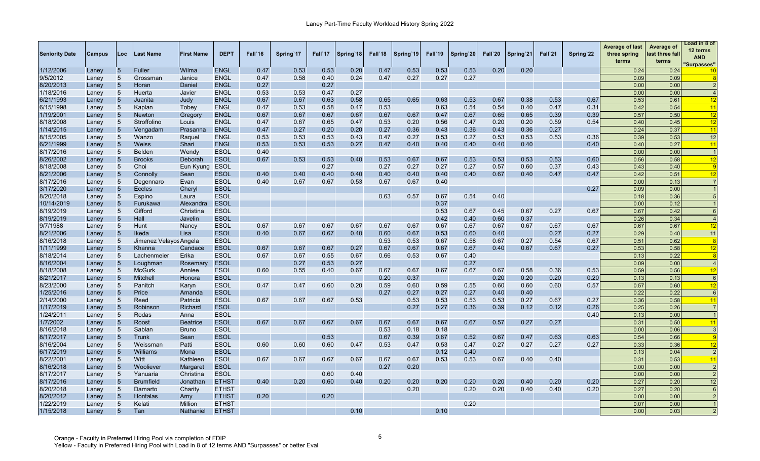# Laney Part-Time Faculty Workload History Spring 2022

| Seniority Date | Campus | Loc | Last Name | First Name | DEPT | Fall`16 | Spring`17 | Fall`17 | Spring`18 | Fall`18 | Spring`19 | Fall`19 | Spring`20 | Fall`20 | Spring`21 | Fall`21 | Spring`22 | Average of last three spring terms | Average of last three fall terms | Load in 8 of 12 terms AND "Surpasses" |
|---|---|---|---|---|---|---|---|---|---|---|---|---|---|---|---|---|---|---|---|---|
| 1/12/2006 | Laney | 5 | Fuller | Wilma | ENGL | 0.47 | 0.53 | 0.53 | 0.20 | 0.47 | 0.53 | 0.53 | 0.53 | 0.20 | 0.20 | | | 0.24 | 0.24 | 10 |
| 9/5/2012 | Laney | 5 | Grossman | Janice | ENGL | 0.47 | 0.58 | 0.40 | 0.24 | 0.47 | 0.27 | 0.27 | 0.27 | | | | | 0.09 | 0.09 | 8 |
| 8/20/2013 | Laney | 5 | Horan | Daniel | ENGL | 0.27 | | 0.27 | | | | | | | | | | 0.00 | 0.00 | 2 |
| 1/18/2016 | Laney | 5 | Huerta | Javier | ENGL | 0.53 | 0.53 | 0.47 | 0.27 | | | | | | | | | 0.00 | 0.00 | 4 |
| 6/21/1993 | Laney | 5 | Juanita | Judy | ENGL | 0.67 | 0.67 | 0.63 | 0.58 | 0.65 | 0.65 | 0.63 | 0.53 | 0.67 | 0.38 | 0.53 | 0.67 | 0.53 | 0.61 | 12 |
| 6/15/1998 | Laney | 5 | Kaplan | Tobey | ENGL | 0.47 | 0.53 | 0.58 | 0.47 | 0.53 | | 0.63 | 0.54 | 0.54 | 0.40 | 0.47 | 0.31 | 0.42 | 0.54 | 11 |
| 1/19/2001 | Laney | 5 | Newton | Gregory | ENGL | 0.67 | 0.67 | 0.67 | 0.67 | 0.67 | 0.67 | 0.47 | 0.67 | 0.65 | 0.65 | 0.39 | 0.39 | 0.57 | 0.50 | 12 |
| 8/18/2008 | Laney | 5 | Stroffolino | Louis | ENGL | 0.47 | 0.67 | 0.65 | 0.47 | 0.53 | 0.20 | 0.56 | 0.47 | 0.20 | 0.20 | 0.59 | 0.54 | 0.40 | 0.45 | 12 |
| 1/14/2015 | Laney | 5 | Vengadam | Prasanna | ENGL | 0.47 | 0.27 | 0.20 | 0.20 | 0.27 | 0.36 | 0.43 | 0.36 | 0.43 | 0.36 | 0.27 | | 0.24 | 0.37 | 11 |
| 8/15/2005 | Laney | 5 | Wanzo | Raquel | ENGL | 0.53 | 0.53 | 0.53 | 0.43 | 0.47 | 0.27 | 0.53 | 0.27 | 0.53 | 0.53 | 0.53 | 0.36 | 0.39 | 0.53 | 12 |
| 6/21/1999 | Laney | 5 | Weiss | Shari | ENGL | 0.53 | 0.53 | 0.53 | 0.27 | 0.47 | 0.40 | 0.40 | 0.40 | 0.40 | 0.40 | | 0.40 | 0.40 | 0.27 | 11 |
| 8/17/2016 | Laney | 5 | Belden | Wendy | ESOL | 0.40 | | | | | | | | | | | | 0.00 | 0.00 | 1 |
| 8/26/2002 | Laney | 5 | Brooks | Deborah | ESOL | 0.67 | 0.53 | 0.53 | 0.40 | 0.53 | 0.67 | 0.67 | 0.53 | 0.53 | 0.53 | 0.53 | 0.60 | 0.56 | 0.58 | 12 |
| 8/18/2008 | Laney | 5 | Choi | Eun Kyung | ESOL | | | 0.27 | | 0.27 | 0.27 | 0.27 | 0.27 | 0.57 | 0.60 | 0.37 | 0.43 | 0.43 | 0.40 | 9 |
| 8/21/2006 | Laney | 5 | Connolly | Sean | ESOL | 0.40 | 0.40 | 0.40 | 0.40 | 0.40 | 0.40 | 0.40 | 0.40 | 0.67 | 0.40 | 0.47 | 0.47 | 0.42 | 0.51 | 12 |
| 8/17/2016 | Laney | 5 | Degennaro | Evan | ESOL | 0.40 | 0.67 | 0.67 | 0.53 | 0.67 | 0.67 | 0.40 | | | | | | 0.00 | 0.13 | 7 |
| 3/17/2020 | Laney | 5 | Eccles | Cheryl | ESOL | | | | | | | | | | | | 0.27 | 0.09 | 0.00 | 1 |
| 8/20/2018 | Laney | 5 | Espino | Laura | ESOL | | | | | 0.63 | 0.57 | 0.67 | 0.54 | 0.40 | | | | 0.18 | 0.36 | 5 |
| 10/14/2019 | Laney | 5 | Furukawa | Alexandra | ESOL | | | | | | | 0.37 | | | | | | 0.00 | 0.12 | 1 |
| 8/19/2019 | Laney | 5 | Gifford | Christina | ESOL | | | | | | | 0.53 | 0.67 | 0.45 | 0.67 | 0.27 | 0.67 | 0.67 | 0.42 | 6 |
| 8/19/2019 | Laney | 5 | Hall | Javelin | ESOL | | | | | | | 0.42 | 0.40 | 0.60 | 0.37 | | | 0.26 | 0.34 | 4 |
| 9/7/1988 | Laney | 5 | Hunt | Nancy | ESOL | 0.67 | 0.67 | 0.67 | 0.67 | 0.67 | 0.67 | 0.67 | 0.67 | 0.67 | 0.67 | 0.67 | 0.67 | 0.67 | 0.67 | 12 |
| 8/21/2006 | Laney | 5 | Ikeda | Lisa | ESOL | 0.40 | 0.67 | 0.67 | 0.40 | 0.60 | 0.67 | 0.53 | 0.60 | 0.40 | | 0.27 | 0.27 | 0.29 | 0.40 | 11 |
| 8/16/2018 | Laney | 5 | Jimenez Velayos | Angela | ESOL | | | | | 0.53 | 0.53 | 0.67 | 0.58 | 0.67 | 0.27 | 0.54 | 0.67 | 0.51 | 0.62 | 8 |
| 1/11/1999 | Laney | 5 | Khanna | Candace | ESOL | 0.67 | 0.67 | 0.67 | 0.27 | 0.67 | 0.67 | 0.67 | 0.67 | 0.40 | 0.67 | 0.67 | 0.27 | 0.53 | 0.58 | 12 |
| 8/18/2014 | Laney | 5 | Lachenmeier | Erika | ESOL | 0.67 | 0.67 | 0.55 | 0.67 | 0.66 | 0.53 | 0.67 | 0.40 | | | | | 0.13 | 0.22 | 8 |
| 8/16/2004 | Laney | 5 | Loughman | Rosemary | ESOL | | 0.27 | 0.53 | 0.27 | | | | 0.27 | | | | | 0.09 | 0.00 | 4 |
| 8/18/2008 | Laney | 5 | McGurk | Annlee | ESOL | 0.60 | 0.55 | 0.40 | 0.67 | 0.67 | 0.67 | 0.67 | 0.67 | 0.67 | 0.58 | 0.36 | 0.53 | 0.59 | 0.56 | 12 |
| 8/21/2017 | Laney | 5 | Mitchell | Honora | ESOL | | | | | 0.20 | 0.37 | | | 0.20 | 0.20 | 0.20 | 0.20 | 0.13 | 0.13 | 6 |
| 8/23/2000 | Laney | 5 | Panitch | Karyn | ESOL | 0.47 | 0.47 | 0.60 | 0.20 | 0.59 | 0.60 | 0.59 | 0.55 | 0.60 | 0.60 | 0.60 | 0.57 | 0.57 | 0.60 | 12 |
| 1/25/2016 | Laney | 5 | Price | Amanda | ESOL | | | | | 0.27 | 0.27 | 0.27 | 0.27 | 0.40 | 0.40 | | | 0.22 | 0.22 | 6 |
| 2/14/2000 | Laney | 5 | Reed | Patricia | ESOL | 0.67 | 0.67 | 0.67 | 0.53 | | 0.53 | 0.53 | 0.53 | 0.53 | 0.27 | 0.67 | 0.27 | 0.36 | 0.58 | 11 |
| 1/17/2019 | Laney | 5 | Robinson | Richard | ESOL | | | | | | 0.27 | 0.27 | 0.36 | 0.39 | 0.12 | 0.12 | 0.26 | 0.25 | 0.26 | 7 |
| 1/24/2011 | Laney | 5 | Rodas | Anna | ESOL | | | | | | | | | | | | 0.40 | 0.13 | 0.00 | 1 |
| 1/7/2002 | Laney | 5 | Roost | Beatrice | ESOL | 0.67 | 0.67 | 0.67 | 0.67 | 0.67 | 0.67 | 0.67 | 0.67 | 0.57 | 0.27 | 0.27 | | 0.31 | 0.50 | 11 |
| 8/16/2018 | Laney | 5 | Sablan | Bruno | ESOL | | | | | 0.53 | 0.18 | 0.18 | | | | | | 0.00 | 0.06 | 3 |
| 8/17/2017 | Laney | 5 | Trunk | Sean | ESOL | | | 0.53 | | 0.67 | 0.39 | 0.67 | 0.52 | 0.67 | 0.47 | 0.63 | 0.63 | 0.54 | 0.66 | 9 |
| 8/16/2004 | Laney | 5 | Weissman | Patti | ESOL | 0.60 | 0.60 | 0.60 | 0.47 | 0.53 | 0.47 | 0.53 | 0.47 | 0.27 | 0.27 | 0.27 | 0.27 | 0.33 | 0.36 | 12 |
| 6/17/2019 | Laney | 5 | Williams | Mona | ESOL | | | | | | | 0.12 | 0.40 | | | | | 0.13 | 0.04 | 2 |
| 8/22/2001 | Laney | 5 | Witt | Kathleen | ESOL | 0.67 | 0.67 | 0.67 | 0.67 | 0.67 | 0.67 | 0.53 | 0.53 | 0.67 | 0.40 | 0.40 | | 0.31 | 0.53 | 11 |
| 8/16/2018 | Laney | 5 | Wooliever | Margaret | ESOL | | | | | 0.27 | 0.20 | | | | | | | 0.00 | 0.00 | 2 |
| 8/17/2017 | Laney | 5 | Yanuaria | Christina | ESOL | | | 0.60 | 0.40 | | | | | | | | | 0.00 | 0.00 | 2 |
| 8/17/2016 | Laney | 5 | Brumfield | Jonathan | ETHST | 0.40 | 0.20 | 0.60 | 0.40 | 0.20 | 0.20 | 0.20 | 0.20 | 0.20 | 0.40 | 0.20 | 0.20 | 0.27 | 0.20 | 12 |
| 8/20/2018 | Laney | 5 | Damarto | Charity | ETHST | | | | | | 0.20 | | 0.20 | 0.20 | 0.40 | 0.40 | 0.20 | 0.27 | 0.20 | 6 |
| 8/20/2012 | Laney | 5 | Hontalas | Amy | ETHST | 0.20 | | 0.20 | | | | | | | | | | 0.00 | 0.00 | 2 |
| 1/22/2019 | Laney | 5 | Kelati | Million | ETHST | | | | | | | | 0.20 | | | | | 0.07 | 0.00 | 1 |
| 1/15/2018 | Laney | 5 | Tan | Nathaniel | ETHST | | | | 0.10 | | | 0.10 | | | | | | 0.00 | 0.03 | 2 |

Orange - Faculty in Preferred Hiring Pool via completion of FDIP
Yellow - Faculty in Preferred Hiring Pool with Load in 8 of 12 terms AND "Surpasses" or better Eval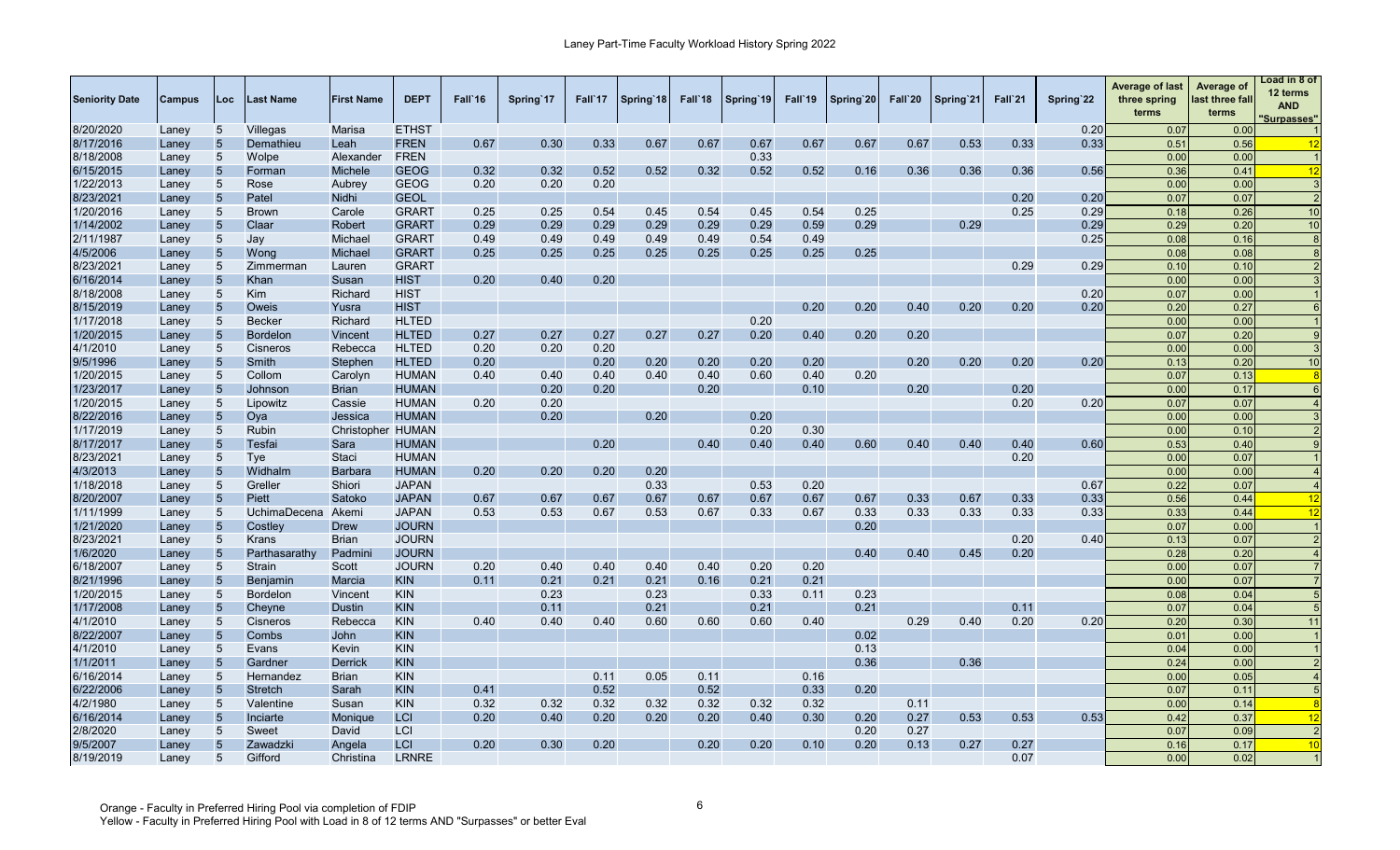# Laney Part-Time Faculty Workload History Spring 2022

| Seniority Date | Campus | Loc | Last Name | First Name | DEPT | Fall`16 | Spring`17 | Fall`17 | Spring`18 | Fall`18 | Spring`19 | Fall`19 | Spring`20 | Fall`20 | Spring`21 | Fall`21 | Spring`22 | Average of last three spring terms | Average of last three fall terms | Load in 8 of 12 terms AND "Surpasses" |
|---|---|---|---|---|---|---|---|---|---|---|---|---|---|---|---|---|---|---|---|---|
| 8/20/2020 | Laney | 5 | Villegas | Marisa | ETHST | | | | | | | | | | | | 0.20 | 0.07 | 0.00 | 1 |
| 8/17/2016 | Laney | 5 | Demathieu | Leah | FREN | 0.67 | 0.30 | 0.33 | 0.67 | 0.67 | 0.67 | 0.67 | 0.67 | 0.67 | 0.53 | 0.33 | 0.33 | 0.51 | 0.56 | 12 |
| 8/18/2008 | Laney | 5 | Wolpe | Alexander | FREN | | | | | | 0.33 | | | | | | | 0.00 | 0.00 | 1 |
| 6/15/2015 | Laney | 5 | Forman | Michele | GEOG | 0.32 | 0.32 | 0.52 | 0.52 | 0.32 | 0.52 | 0.52 | 0.16 | 0.36 | 0.36 | 0.36 | 0.56 | 0.36 | 0.41 | 12 |
| 1/22/2013 | Laney | 5 | Rose | Aubrey | GEOG | 0.20 | 0.20 | 0.20 | | | | | | | | | | 0.00 | 0.00 | 3 |
| 8/23/2021 | Laney | 5 | Patel | Nidhi | GEOL | | | | | | | | | | | 0.20 | 0.20 | 0.07 | 0.07 | 2 |
| 1/20/2016 | Laney | 5 | Brown | Carole | GRART | 0.25 | 0.25 | 0.54 | 0.45 | 0.54 | 0.45 | 0.54 | 0.25 | | | 0.25 | 0.29 | 0.18 | 0.26 | 10 |
| 1/14/2002 | Laney | 5 | Claar | Robert | GRART | 0.29 | 0.29 | 0.29 | 0.29 | 0.29 | 0.29 | 0.59 | 0.29 | | 0.29 | | 0.29 | 0.29 | 0.20 | 10 |
| 2/11/1987 | Laney | 5 | Jay | Michael | GRART | 0.49 | 0.49 | 0.49 | 0.49 | 0.49 | 0.54 | 0.49 | | | | | 0.25 | 0.08 | 0.16 | 8 |
| 4/5/2006 | Laney | 5 | Wong | Michael | GRART | 0.25 | 0.25 | 0.25 | 0.25 | 0.25 | 0.25 | 0.25 | 0.25 | | | | | 0.08 | 0.08 | 8 |
| 8/23/2021 | Laney | 5 | Zimmerman | Lauren | GRART | | | | | | | | | | | 0.29 | 0.29 | 0.10 | 0.10 | 2 |
| 6/16/2014 | Laney | 5 | Khan | Susan | HIST | 0.20 | 0.40 | 0.20 | | | | | | | | | | 0.00 | 0.00 | 3 |
| 8/18/2008 | Laney | 5 | Kim | Richard | HIST | | | | | | | | | | | | 0.20 | 0.07 | 0.00 | 1 |
| 8/15/2019 | Laney | 5 | Oweis | Yusra | HIST | | | | | | | 0.20 | 0.20 | 0.40 | 0.20 | 0.20 | 0.20 | 0.20 | 0.27 | 6 |
| 1/17/2018 | Laney | 5 | Becker | Richard | HLTED | | | | | | 0.20 | | | | | | | 0.00 | 0.00 | 1 |
| 1/20/2015 | Laney | 5 | Bordelon | Vincent | HLTED | 0.27 | 0.27 | 0.27 | 0.27 | 0.27 | 0.20 | 0.40 | 0.20 | 0.20 | | | | 0.07 | 0.20 | 9 |
| 4/1/2010 | Laney | 5 | Cisneros | Rebecca | HLTED | 0.20 | 0.20 | 0.20 | | | | | | | | | | 0.00 | 0.00 | 3 |
| 9/5/1996 | Laney | 5 | Smith | Stephen | HLTED | 0.20 | | 0.20 | 0.20 | 0.20 | 0.20 | 0.20 | | 0.20 | 0.20 | 0.20 | 0.20 | 0.13 | 0.20 | 10 |
| 1/20/2015 | Laney | 5 | Collom | Carolyn | HUMAN | 0.40 | 0.40 | 0.40 | 0.40 | 0.40 | 0.60 | 0.40 | 0.20 | | | | | 0.07 | 0.13 | 8 |
| 1/23/2017 | Laney | 5 | Johnson | Brian | HUMAN | | 0.20 | 0.20 | | 0.20 | | 0.10 | | 0.20 | | 0.20 | | 0.00 | 0.17 | 6 |
| 1/20/2015 | Laney | 5 | Lipowitz | Cassie | HUMAN | 0.20 | 0.20 | | | | | | | | | 0.20 | 0.20 | 0.07 | 0.07 | 4 |
| 8/22/2016 | Laney | 5 | Oya | Jessica | HUMAN | | 0.20 | | 0.20 | | 0.20 | | | | | | | 0.00 | 0.00 | 3 |
| 1/17/2019 | Laney | 5 | Rubin | Christopher | HUMAN | | | | | | 0.20 | 0.30 | | | | | | 0.00 | 0.10 | 2 |
| 8/17/2017 | Laney | 5 | Tesfai | Sara | HUMAN | | | 0.20 | | 0.40 | 0.40 | 0.40 | 0.60 | 0.40 | 0.40 | 0.40 | 0.60 | 0.53 | 0.40 | 9 |
| 8/23/2021 | Laney | 5 | Tye | Staci | HUMAN | | | | | | | | | | | 0.20 | | 0.00 | 0.07 | 1 |
| 4/3/2013 | Laney | 5 | Widhalm | Barbara | HUMAN | 0.20 | 0.20 | 0.20 | 0.20 | | | | | | | | | 0.00 | 0.00 | 4 |
| 1/18/2018 | Laney | 5 | Greller | Shiori | JAPAN | | | | 0.33 | | 0.53 | 0.20 | | | | | 0.67 | 0.22 | 0.07 | 4 |
| 8/20/2007 | Laney | 5 | Piett | Satoko | JAPAN | 0.67 | 0.67 | 0.67 | 0.67 | 0.67 | 0.67 | 0.67 | 0.67 | 0.33 | 0.67 | 0.33 | 0.33 | 0.56 | 0.44 | 12 |
| 1/11/1999 | Laney | 5 | UchimaDecena | Akemi | JAPAN | 0.53 | 0.53 | 0.67 | 0.53 | 0.67 | 0.33 | 0.67 | 0.33 | 0.33 | 0.33 | 0.33 | 0.33 | 0.33 | 0.44 | 12 |
| 1/21/2020 | Laney | 5 | Costley | Drew | JOURN | | | | | | | | 0.20 | | | | | 0.07 | 0.00 | 1 |
| 8/23/2021 | Laney | 5 | Krans | Brian | JOURN | | | | | | | | | | | 0.20 | 0.40 | 0.13 | 0.07 | 2 |
| 1/6/2020 | Laney | 5 | Parthasarathy | Padmini | JOURN | | | | | | | | 0.40 | 0.40 | 0.45 | 0.20 | | 0.28 | 0.20 | 4 |
| 6/18/2007 | Laney | 5 | Strain | Scott | JOURN | 0.20 | 0.40 | 0.40 | 0.40 | 0.40 | 0.20 | 0.20 | | | | | | 0.00 | 0.07 | 7 |
| 8/21/1996 | Laney | 5 | Benjamin | Marcia | KIN | 0.11 | 0.21 | 0.21 | 0.21 | 0.16 | 0.21 | 0.21 | | | | | | 0.00 | 0.07 | 7 |
| 1/20/2015 | Laney | 5 | Bordelon | Vincent | KIN | | 0.23 | | 0.23 | | 0.33 | 0.11 | 0.23 | | | | | 0.08 | 0.04 | 5 |
| 1/17/2008 | Laney | 5 | Cheyne | Dustin | KIN | | 0.11 | | 0.21 | | 0.21 | | 0.21 | | | 0.11 | | 0.07 | 0.04 | 5 |
| 4/1/2010 | Laney | 5 | Cisneros | Rebecca | KIN | 0.40 | 0.40 | 0.40 | 0.60 | 0.60 | 0.60 | 0.40 | | 0.29 | 0.40 | 0.20 | 0.20 | 0.20 | 0.30 | 11 |
| 8/22/2007 | Laney | 5 | Combs | John | KIN | | | | | | | | 0.02 | | | | | 0.01 | 0.00 | 1 |
| 4/1/2010 | Laney | 5 | Evans | Kevin | KIN | | | | | | | | 0.13 | | | | | 0.04 | 0.00 | 1 |
| 1/1/2011 | Laney | 5 | Gardner | Derrick | KIN | | | | | | | | 0.36 | | 0.36 | | | 0.24 | 0.00 | 2 |
| 6/16/2014 | Laney | 5 | Hernandez | Brian | KIN | | | 0.11 | 0.05 | 0.11 | | 0.16 | | | | | | 0.00 | 0.05 | 4 |
| 6/22/2006 | Laney | 5 | Stretch | Sarah | KIN | 0.41 | | 0.52 | | 0.52 | | 0.33 | 0.20 | | | | | 0.07 | 0.11 | 5 |
| 4/2/1980 | Laney | 5 | Valentine | Susan | KIN | 0.32 | 0.32 | 0.32 | 0.32 | 0.32 | 0.32 | 0.32 | | 0.11 | | | | 0.00 | 0.14 | 8 |
| 6/16/2014 | Laney | 5 | Inciarte | Monique | LCI | 0.20 | 0.40 | 0.20 | 0.20 | 0.20 | 0.40 | 0.30 | 0.20 | 0.27 | 0.53 | 0.53 | 0.53 | 0.42 | 0.37 | 12 |
| 2/8/2020 | Laney | 5 | Sweet | David | LCI | | | | | | | | 0.20 | 0.27 | | | | 0.07 | 0.09 | 2 |
| 9/5/2007 | Laney | 5 | Zawadzki | Angela | LCI | 0.20 | 0.30 | 0.20 | | 0.20 | 0.20 | 0.10 | 0.20 | 0.13 | 0.27 | 0.27 | | 0.16 | 0.17 | 10 |
| 8/19/2019 | Laney | 5 | Gifford | Christina | LRNRE | | | | | | | | | | | 0.07 | | 0.00 | 0.02 | 1 |

Orange - Faculty in Preferred Hiring Pool via completion of FDIP
Yellow - Faculty in Preferred Hiring Pool with Load in 8 of 12 terms AND "Surpasses" or better Eval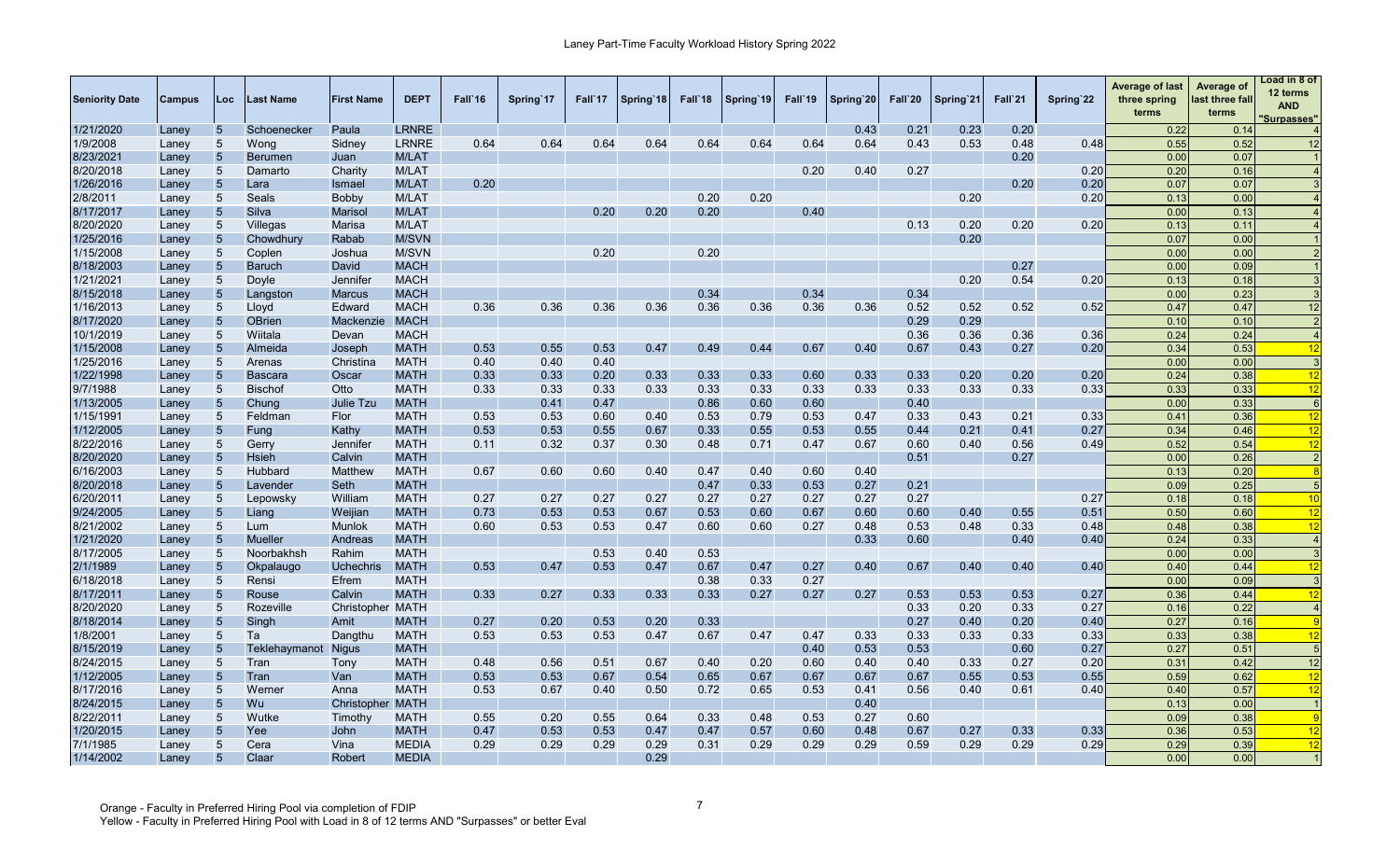# Laney Part-Time Faculty Workload History Spring 2022

| Seniority Date | Campus | Loc | Last Name | First Name | DEPT | Fall`16 | Spring`17 | Fall`17 | Spring`18 | Fall`18 | Spring`19 | Fall`19 | Spring`20 | Fall`20 | Spring`21 | Fall`21 | Spring`22 | Average of last three spring terms | Average of last three fall terms | Load in 8 of 12 terms AND "Surpasses" |
|---|---|---|---|---|---|---|---|---|---|---|---|---|---|---|---|---|---|---|---|---|
| 1/21/2020 | Laney | 5 | Schoenecker | Paula | LRNRE | | | | | | | | 0.43 | 0.21 | 0.23 | 0.20 | | 0.22 | 0.14 | 4 |
| 1/9/2008 | Laney | 5 | Wong | Sidney | LRNRE | 0.64 | 0.64 | 0.64 | 0.64 | 0.64 | 0.64 | 0.64 | 0.64 | 0.43 | 0.53 | 0.48 | 0.48 | 0.55 | 0.52 | 12 |
| 8/23/2021 | Laney | 5 | Berumen | Juan | M/LAT | | | | | | | | | | | 0.20 | | 0.00 | 0.07 | 1 |
| 8/20/2018 | Laney | 5 | Damarto | Charity | M/LAT | | | | | | | 0.20 | 0.40 | 0.27 | | | 0.20 | 0.20 | 0.16 | 4 |
| 1/26/2016 | Laney | 5 | Lara | Ismael | M/LAT | 0.20 | | | | | | | | | | 0.20 | 0.20 | 0.07 | 0.07 | 3 |
| 2/8/2011 | Laney | 5 | Seals | Bobby | M/LAT | | | | | 0.20 | 0.20 | | | | 0.20 | | 0.20 | 0.13 | 0.00 | 4 |
| 8/17/2017 | Laney | 5 | Silva | Marisol | M/LAT | | | 0.20 | 0.20 | 0.20 | | 0.40 | | | | | | 0.00 | 0.13 | 4 |
| 8/20/2020 | Laney | 5 | Villegas | Marisa | M/LAT | | | | | | | | | 0.13 | 0.20 | 0.20 | 0.20 | 0.13 | 0.11 | 4 |
| 1/25/2016 | Laney | 5 | Chowdhury | Rabab | M/SVN | | | | | | | | | | 0.20 | | | 0.07 | 0.00 | 1 |
| 1/15/2008 | Laney | 5 | Coplen | Joshua | M/SVN | | | 0.20 | | 0.20 | | | | | | | | 0.00 | 0.00 | 2 |
| 8/18/2003 | Laney | 5 | Baruch | David | MACH | | | | | | | | | | | 0.27 | | 0.00 | 0.09 | 1 |
| 1/21/2021 | Laney | 5 | Doyle | Jennifer | MACH | | | | | | | | | | 0.20 | 0.54 | 0.20 | 0.13 | 0.18 | 3 |
| 8/15/2018 | Laney | 5 | Langston | Marcus | MACH | | | | | 0.34 | | 0.34 | | 0.34 | | | | 0.00 | 0.23 | 3 |
| 1/16/2013 | Laney | 5 | Lloyd | Edward | MACH | 0.36 | 0.36 | 0.36 | 0.36 | 0.36 | 0.36 | 0.36 | 0.36 | 0.52 | 0.52 | 0.52 | 0.52 | 0.47 | 0.47 | 12 |
| 8/17/2020 | Laney | 5 | OBrien | Mackenzie | MACH | | | | | | | | | 0.29 | 0.29 | | | 0.10 | 0.10 | 2 |
| 10/1/2019 | Laney | 5 | Wiitala | Devan | MACH | | | | | | | | | 0.36 | 0.36 | 0.36 | 0.36 | 0.24 | 0.24 | 4 |
| 1/15/2008 | Laney | 5 | Almeida | Joseph | MATH | 0.53 | 0.55 | 0.53 | 0.47 | 0.49 | 0.44 | 0.67 | 0.40 | 0.67 | 0.43 | 0.27 | 0.20 | 0.34 | 0.53 | 12 |
| 1/25/2016 | Laney | 5 | Arenas | Christina | MATH | 0.40 | 0.40 | 0.40 | | | | | | | | | | 0.00 | 0.00 | 3 |
| 1/22/1998 | Laney | 5 | Bascara | Oscar | MATH | 0.33 | 0.33 | 0.20 | 0.33 | 0.33 | 0.33 | 0.60 | 0.33 | 0.33 | 0.20 | 0.20 | 0.20 | 0.24 | 0.38 | 12 |
| 9/7/1988 | Laney | 5 | Bischof | Otto | MATH | 0.33 | 0.33 | 0.33 | 0.33 | 0.33 | 0.33 | 0.33 | 0.33 | 0.33 | 0.33 | 0.33 | 0.33 | 0.33 | 0.33 | 12 |
| 1/13/2005 | Laney | 5 | Chung | Julie Tzu | MATH | | 0.41 | 0.47 | | 0.86 | 0.60 | 0.60 | | 0.40 | | | | 0.00 | 0.33 | 6 |
| 1/15/1991 | Laney | 5 | Feldman | Flor | MATH | 0.53 | 0.53 | 0.60 | 0.40 | 0.53 | 0.79 | 0.53 | 0.47 | 0.33 | 0.43 | 0.21 | 0.33 | 0.41 | 0.36 | 12 |
| 1/12/2005 | Laney | 5 | Fung | Kathy | MATH | 0.53 | 0.53 | 0.55 | 0.67 | 0.33 | 0.55 | 0.53 | 0.55 | 0.44 | 0.21 | 0.41 | 0.27 | 0.34 | 0.46 | 12 |
| 8/22/2016 | Laney | 5 | Gerry | Jennifer | MATH | 0.11 | 0.32 | 0.37 | 0.30 | 0.48 | 0.71 | 0.47 | 0.67 | 0.60 | 0.40 | 0.56 | 0.49 | 0.52 | 0.54 | 12 |
| 8/20/2020 | Laney | 5 | Hsieh | Calvin | MATH | | | | | | | | | 0.51 | | 0.27 | | 0.00 | 0.26 | 2 |
| 6/16/2003 | Laney | 5 | Hubbard | Matthew | MATH | 0.67 | 0.60 | 0.60 | 0.40 | 0.47 | 0.40 | 0.60 | 0.40 | | | | | 0.13 | 0.20 | 8 |
| 8/20/2018 | Laney | 5 | Lavender | Seth | MATH | | | | | 0.47 | 0.33 | 0.53 | 0.27 | 0.21 | | | | 0.09 | 0.25 | 5 |
| 6/20/2011 | Laney | 5 | Lepowsky | William | MATH | 0.27 | 0.27 | 0.27 | 0.27 | 0.27 | 0.27 | 0.27 | 0.27 | 0.27 | | | 0.27 | 0.18 | 0.18 | 10 |
| 9/24/2005 | Laney | 5 | Liang | Weijian | MATH | 0.73 | 0.53 | 0.53 | 0.67 | 0.53 | 0.60 | 0.67 | 0.60 | 0.60 | 0.40 | 0.55 | 0.51 | 0.50 | 0.60 | 12 |
| 8/21/2002 | Laney | 5 | Lum | Munlok | MATH | 0.60 | 0.53 | 0.53 | 0.47 | 0.60 | 0.60 | 0.27 | 0.48 | 0.53 | 0.48 | 0.33 | 0.48 | 0.48 | 0.38 | 12 |
| 1/21/2020 | Laney | 5 | Mueller | Andreas | MATH | | | | | | | | 0.33 | 0.60 | | 0.40 | 0.40 | 0.24 | 0.33 | 4 |
| 8/17/2005 | Laney | 5 | Noorbakhsh | Rahim | MATH | | | 0.53 | 0.40 | 0.53 | | | | | | | | 0.00 | 0.00 | 3 |
| 2/1/1989 | Laney | 5 | Okpalaugo | Uchechris | MATH | 0.53 | 0.47 | 0.53 | 0.47 | 0.67 | 0.47 | 0.27 | 0.40 | 0.67 | 0.40 | 0.40 | 0.40 | 0.40 | 0.44 | 12 |
| 6/18/2018 | Laney | 5 | Rensi | Efrem | MATH | | | | | 0.38 | 0.33 | 0.27 | | | | | | 0.00 | 0.09 | 3 |
| 8/17/2011 | Laney | 5 | Rouse | Calvin | MATH | 0.33 | 0.27 | 0.33 | 0.33 | 0.33 | 0.27 | 0.27 | 0.27 | 0.53 | 0.53 | 0.53 | 0.27 | 0.36 | 0.44 | 12 |
| 8/20/2020 | Laney | 5 | Rozeville | Christopher | MATH | | | | | | | | | 0.33 | 0.20 | 0.33 | 0.27 | 0.16 | 0.22 | 4 |
| 8/18/2014 | Laney | 5 | Singh | Amit | MATH | 0.27 | 0.20 | 0.53 | 0.20 | 0.33 | | | | 0.27 | 0.40 | 0.20 | 0.40 | 0.27 | 0.16 | 9 |
| 1/8/2001 | Laney | 5 | Ta | Dangthu | MATH | 0.53 | 0.53 | 0.53 | 0.47 | 0.67 | 0.47 | 0.47 | 0.33 | 0.33 | 0.33 | 0.33 | 0.33 | 0.33 | 0.38 | 12 |
| 8/15/2019 | Laney | 5 | Teklehaymanot | Nigus | MATH | | | | | | | 0.40 | 0.53 | 0.53 | | 0.60 | 0.27 | 0.27 | 0.51 | 5 |
| 8/24/2015 | Laney | 5 | Tran | Tony | MATH | 0.48 | 0.56 | 0.51 | 0.67 | 0.40 | 0.20 | 0.60 | 0.40 | 0.40 | 0.33 | 0.27 | 0.20 | 0.31 | 0.42 | 12 |
| 1/12/2005 | Laney | 5 | Tran | Van | MATH | 0.53 | 0.53 | 0.67 | 0.54 | 0.65 | 0.67 | 0.67 | 0.67 | 0.67 | 0.55 | 0.53 | 0.55 | 0.59 | 0.62 | 12 |
| 8/17/2016 | Laney | 5 | Werner | Anna | MATH | 0.53 | 0.67 | 0.40 | 0.50 | 0.72 | 0.65 | 0.53 | 0.41 | 0.56 | 0.40 | 0.61 | 0.40 | 0.40 | 0.57 | 12 |
| 8/24/2015 | Laney | 5 | Wu | Christopher | MATH | | | | | | | | 0.40 | | | | | 0.13 | 0.00 | 1 |
| 8/22/2011 | Laney | 5 | Wutke | Timothy | MATH | 0.55 | 0.20 | 0.55 | 0.64 | 0.33 | 0.48 | 0.53 | 0.27 | 0.60 | | | | 0.09 | 0.38 | 9 |
| 1/20/2015 | Laney | 5 | Yee | John | MATH | 0.47 | 0.53 | 0.53 | 0.47 | 0.47 | 0.57 | 0.60 | 0.48 | 0.67 | 0.27 | 0.33 | 0.33 | 0.36 | 0.53 | 12 |
| 7/1/1985 | Laney | 5 | Cera | Vina | MEDIA | 0.29 | 0.29 | 0.29 | 0.29 | 0.31 | 0.29 | 0.29 | 0.29 | 0.59 | 0.29 | 0.29 | 0.29 | 0.29 | 0.39 | 12 |
| 1/14/2002 | Laney | 5 | Claar | Robert | MEDIA | | | | 0.29 | | | | | | | | | 0.00 | 0.00 | 1 |

Orange - Faculty in Preferred Hiring Pool via completion of FDIP
Yellow - Faculty in Preferred Hiring Pool with Load in 8 of 12 terms AND "Surpasses" or better Eval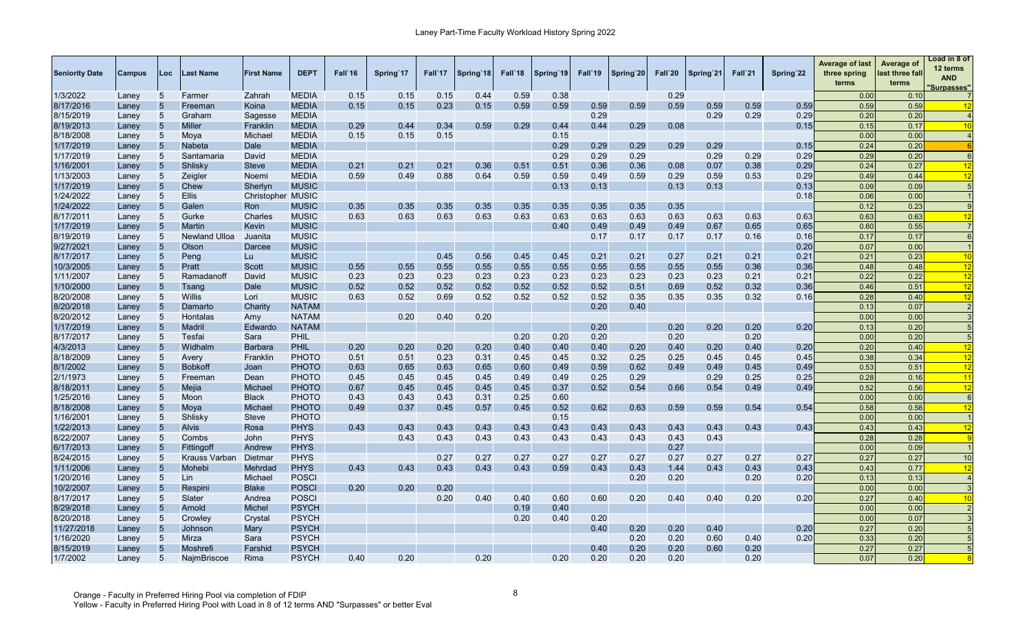# Laney Part-Time Faculty Workload History Spring 2022

| Seniority Date | Campus | Loc | Last Name | First Name | DEPT | Fall`16 | Spring`17 | Fall`17 | Spring`18 | Fall`18 | Spring`19 | Fall`19 | Spring`20 | Fall`20 | Spring`21 | Fall`21 | Spring`22 | Average of last three spring terms | Average of last three fall terms | Load in 8 of 12 terms AND "Surpasses" |
|---|---|---|---|---|---|---|---|---|---|---|---|---|---|---|---|---|---|---|---|---|
| 1/3/2022 | Laney | 5 | Farmer | Zahrah | MEDIA | 0.15 | 0.15 | 0.15 | 0.44 | 0.59 | 0.38 | | | 0.29 | | | | 0.00 | 0.10 | 7 |
| 8/17/2016 | Laney | 5 | Freeman | Koina | MEDIA | 0.15 | 0.15 | 0.23 | 0.15 | 0.59 | 0.59 | 0.59 | 0.59 | 0.59 | 0.59 | 0.59 | 0.59 | 0.59 | 0.59 | 12 |
| 8/15/2019 | Laney | 5 | Graham | Sagesse | MEDIA | | | | | | | 0.29 | | | 0.29 | 0.29 | 0.29 | 0.20 | 0.20 | 4 |
| 8/19/2013 | Laney | 5 | Miller | Franklin | MEDIA | 0.29 | 0.44 | 0.34 | 0.59 | 0.29 | 0.44 | 0.44 | 0.29 | 0.08 | | | 0.15 | 0.15 | 0.17 | 10 |
| 8/18/2008 | Laney | 5 | Moya | Michael | MEDIA | 0.15 | 0.15 | 0.15 | | | 0.15 | | | | | | | 0.00 | 0.00 | 4 |
| 1/17/2019 | Laney | 5 | Nabeta | Dale | MEDIA | | | | | | 0.29 | 0.29 | 0.29 | 0.29 | 0.29 | | 0.15 | 0.24 | 0.20 | 6 |
| 1/17/2019 | Laney | 5 | Santamaria | David | MEDIA | | | | | | 0.29 | 0.29 | 0.29 | | 0.29 | 0.29 | 0.29 | 0.29 | 0.20 | 6 |
| 1/16/2001 | Laney | 5 | Shlisky | Steve | MEDIA | 0.21 | 0.21 | 0.21 | 0.36 | 0.51 | 0.51 | 0.36 | 0.36 | 0.08 | 0.07 | 0.38 | 0.29 | 0.24 | 0.27 | 12 |
| 1/13/2003 | Laney | 5 | Zeigler | Noemi | MEDIA | 0.59 | 0.49 | 0.88 | 0.64 | 0.59 | 0.59 | 0.49 | 0.59 | 0.29 | 0.59 | 0.53 | 0.29 | 0.49 | 0.44 | 12 |
| 1/17/2019 | Laney | 5 | Chew | Sherlyn | MUSIC | | | | | | 0.13 | 0.13 | | 0.13 | 0.13 | | 0.13 | 0.09 | 0.09 | 5 |
| 1/24/2022 | Laney | 5 | Ellis | Christopher | MUSIC | | | | | | | | | | | | 0.18 | 0.06 | 0.00 | 1 |
| 1/24/2022 | Laney | 5 | Galen | Ron | MUSIC | 0.35 | 0.35 | 0.35 | 0.35 | 0.35 | 0.35 | 0.35 | 0.35 | 0.35 | | | | 0.12 | 0.23 | 9 |
| 8/17/2011 | Laney | 5 | Gurke | Charles | MUSIC | 0.63 | 0.63 | 0.63 | 0.63 | 0.63 | 0.63 | 0.63 | 0.63 | 0.63 | 0.63 | 0.63 | 0.63 | 0.63 | 0.63 | 12 |
| 1/17/2019 | Laney | 5 | Martin | Kevin | MUSIC | | | | | | 0.40 | 0.49 | 0.49 | 0.49 | 0.67 | 0.65 | 0.65 | 0.60 | 0.55 | 7 |
| 8/19/2019 | Laney | 5 | Newland Ulloa | Juanita | MUSIC | | | | | | | 0.17 | 0.17 | 0.17 | 0.17 | 0.16 | 0.16 | 0.17 | 0.17 | 6 |
| 9/27/2021 | Laney | 5 | Olson | Darcee | MUSIC | | | | | | | | | | | | 0.20 | 0.07 | 0.00 | 1 |
| 8/17/2017 | Laney | 5 | Peng | Lu | MUSIC | | | 0.45 | 0.56 | 0.45 | 0.45 | 0.21 | 0.21 | 0.27 | 0.21 | 0.21 | 0.21 | 0.21 | 0.23 | 10 |
| 10/3/2005 | Laney | 5 | Pratt | Scott | MUSIC | 0.55 | 0.55 | 0.55 | 0.55 | 0.55 | 0.55 | 0.55 | 0.55 | 0.55 | 0.55 | 0.36 | 0.36 | 0.48 | 0.48 | 12 |
| 1/11/2007 | Laney | 5 | Ramadanoff | David | MUSIC | 0.23 | 0.23 | 0.23 | 0.23 | 0.23 | 0.23 | 0.23 | 0.23 | 0.23 | 0.23 | 0.21 | 0.21 | 0.22 | 0.22 | 12 |
| 1/10/2000 | Laney | 5 | Tsang | Dale | MUSIC | 0.52 | 0.52 | 0.52 | 0.52 | 0.52 | 0.52 | 0.52 | 0.51 | 0.69 | 0.52 | 0.32 | 0.36 | 0.46 | 0.51 | 12 |
| 8/20/2008 | Laney | 5 | Willis | Lori | MUSIC | 0.63 | 0.52 | 0.69 | 0.52 | 0.52 | 0.52 | 0.52 | 0.35 | 0.35 | 0.35 | 0.32 | 0.16 | 0.28 | 0.40 | 12 |
| 8/20/2018 | Laney | 5 | Damarto | Charity | NATAM | | | | | | | 0.20 | 0.40 | | | | | 0.13 | 0.07 | 2 |
| 8/20/2012 | Laney | 5 | Hontalas | Amy | NATAM | | 0.20 | 0.40 | 0.20 | | | | | | | | | 0.00 | 0.00 | 3 |
| 1/17/2019 | Laney | 5 | Madril | Edwardo | NATAM | | | | | | | 0.20 | | 0.20 | 0.20 | 0.20 | 0.20 | 0.13 | 0.20 | 5 |
| 8/17/2017 | Laney | 5 | Tesfai | Sara | PHIL | | | | | 0.20 | 0.20 | 0.20 | | 0.20 | | 0.20 | | 0.00 | 0.20 | 5 |
| 4/3/2013 | Laney | 5 | Widhalm | Barbara | PHIL | 0.20 | 0.20 | 0.20 | 0.20 | 0.40 | 0.40 | 0.40 | 0.20 | 0.40 | 0.20 | 0.40 | 0.20 | 0.20 | 0.40 | 12 |
| 8/18/2009 | Laney | 5 | Avery | Franklin | PHOTO | 0.51 | 0.51 | 0.23 | 0.31 | 0.45 | 0.45 | 0.32 | 0.25 | 0.25 | 0.45 | 0.45 | 0.45 | 0.38 | 0.34 | 12 |
| 8/1/2002 | Laney | 5 | Bobkoff | Joan | PHOTO | 0.63 | 0.65 | 0.63 | 0.65 | 0.60 | 0.49 | 0.59 | 0.62 | 0.49 | 0.49 | 0.45 | 0.49 | 0.53 | 0.51 | 12 |
| 2/1/1973 | Laney | 5 | Freeman | Dean | PHOTO | 0.45 | 0.45 | 0.45 | 0.45 | 0.49 | 0.49 | 0.25 | 0.29 | | 0.29 | 0.25 | 0.25 | 0.28 | 0.16 | 11 |
| 8/18/2011 | Laney | 5 | Mejia | Michael | PHOTO | 0.67 | 0.45 | 0.45 | 0.45 | 0.45 | 0.37 | 0.52 | 0.54 | 0.66 | 0.54 | 0.49 | 0.49 | 0.52 | 0.56 | 12 |
| 1/25/2016 | Laney | 5 | Moon | Black | PHOTO | 0.43 | 0.43 | 0.43 | 0.31 | 0.25 | 0.60 | | | | | | | 0.00 | 0.00 | 6 |
| 8/18/2008 | Laney | 5 | Moya | Michael | PHOTO | 0.49 | 0.37 | 0.45 | 0.57 | 0.45 | 0.52 | 0.62 | 0.63 | 0.59 | 0.59 | 0.54 | 0.54 | 0.58 | 0.58 | 12 |
| 1/16/2001 | Laney | 5 | Shlisky | Steve | PHOTO | | | | | | 0.15 | | | | | | | 0.00 | 0.00 | 1 |
| 1/22/2013 | Laney | 5 | Alvis | Rosa | PHYS | 0.43 | 0.43 | 0.43 | 0.43 | 0.43 | 0.43 | 0.43 | 0.43 | 0.43 | 0.43 | 0.43 | 0.43 | 0.43 | 0.43 | 12 |
| 8/22/2007 | Laney | 5 | Combs | John | PHYS | | 0.43 | 0.43 | 0.43 | 0.43 | 0.43 | 0.43 | 0.43 | 0.43 | 0.43 | | | 0.28 | 0.28 | 9 |
| 6/17/2013 | Laney | 5 | Fittingoff | Andrew | PHYS | | | | | | | | | 0.27 | | | | 0.00 | 0.09 | 1 |
| 8/24/2015 | Laney | 5 | Krauss Varban | Dietmar | PHYS | | | 0.27 | 0.27 | 0.27 | 0.27 | 0.27 | 0.27 | 0.27 | 0.27 | 0.27 | 0.27 | 0.27 | 0.27 | 10 |
| 1/11/2006 | Laney | 5 | Mohebi | Mehrdad | PHYS | 0.43 | 0.43 | 0.43 | 0.43 | 0.43 | 0.59 | 0.43 | 0.43 | 1.44 | 0.43 | 0.43 | 0.43 | 0.43 | 0.77 | 12 |
| 1/20/2016 | Laney | 5 | Lin | Michael | POSCI | | | | | | | | 0.20 | 0.20 | | 0.20 | 0.20 | 0.13 | 0.13 | 4 |
| 10/2/2007 | Laney | 5 | Respini | Blake | POSCI | 0.20 | 0.20 | 0.20 | | | | | | | | | | 0.00 | 0.00 | 3 |
| 8/17/2017 | Laney | 5 | Slater | Andrea | POSCI | | | 0.20 | 0.40 | 0.40 | 0.60 | 0.60 | 0.20 | 0.40 | 0.40 | 0.20 | 0.20 | 0.27 | 0.40 | 10 |
| 8/29/2018 | Laney | 5 | Arnold | Michel | PSYCH | | | | | 0.19 | 0.40 | | | | | | | 0.00 | 0.00 | 2 |
| 8/20/2018 | Laney | 5 | Crowley | Crystal | PSYCH | | | | | 0.20 | 0.40 | 0.20 | | | | | | 0.00 | 0.07 | 3 |
| 11/27/2018 | Laney | 5 | Johnson | Mary | PSYCH | | | | | | | 0.40 | 0.20 | 0.20 | 0.40 | | 0.20 | 0.27 | 0.20 | 5 |
| 1/16/2020 | Laney | 5 | Mirza | Sara | PSYCH | | | | | | | | 0.20 | 0.20 | 0.60 | 0.40 | 0.20 | 0.33 | 0.20 | 5 |
| 8/15/2019 | Laney | 5 | Moshrefi | Farshid | PSYCH | | | | | | | 0.40 | 0.20 | 0.20 | 0.60 | 0.20 | | 0.27 | 0.27 | 5 |
| 1/7/2002 | Laney | 5 | NajmBriscoe | Rima | PSYCH | 0.40 | 0.20 | | 0.20 | | 0.20 | 0.20 | 0.20 | 0.20 | | 0.20 | | 0.07 | 0.20 | 8 |

Orange - Faculty in Preferred Hiring Pool via completion of FDIP
Yellow - Faculty in Preferred Hiring Pool with Load in 8 of 12 terms AND "Surpasses" or better Eval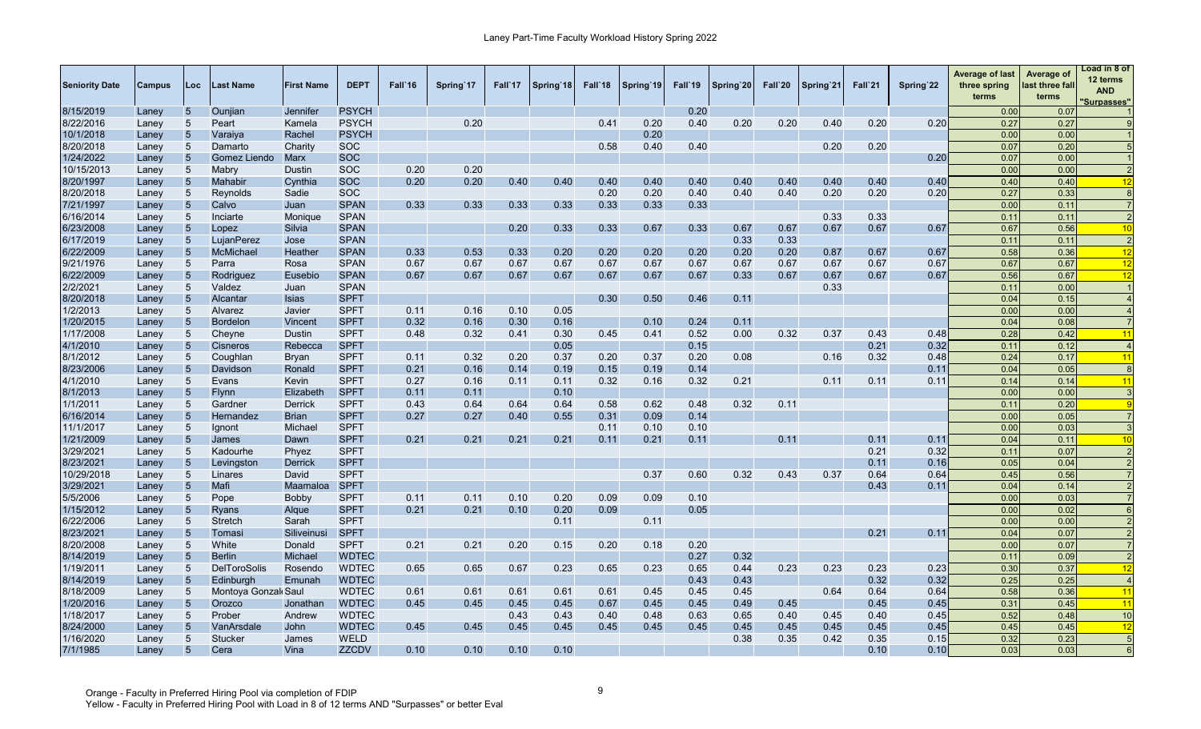# Laney Part-Time Faculty Workload History Spring 2022

| Seniority Date | Campus | Loc | Last Name | First Name | DEPT | Fall`16 | Spring`17 | Fall`17 | Spring`18 | Fall`18 | Spring`19 | Fall`19 | Spring`20 | Fall`20 | Spring`21 | Fall`21 | Spring`22 | Average of last three spring terms | Average of last three fall terms | Load in 8 of 12 terms AND "Surpasses" |
|---|---|---|---|---|---|---|---|---|---|---|---|---|---|---|---|---|---|---|---|---|
| 8/15/2019 | Laney | 5 | Ounjian | Jennifer | PSYCH | | | | | | | 0.20 | | | | | | 0.00 | 0.07 | 1 |
| 8/22/2016 | Laney | 5 | Peart | Kamela | PSYCH | | 0.20 | | | 0.41 | 0.20 | 0.40 | 0.20 | 0.20 | 0.40 | 0.20 | 0.20 | 0.27 | 0.27 | 9 |
| 10/1/2018 | Laney | 5 | Varaiya | Rachel | PSYCH | | | | | | 0.20 | | | | | | | 0.00 | 0.00 | 1 |
| 8/20/2018 | Laney | 5 | Damarto | Charity | SOC | | | | | 0.58 | 0.40 | 0.40 | | | 0.20 | 0.20 | | 0.07 | 0.20 | 5 |
| 1/24/2022 | Laney | 5 | Gomez Liendo | Marx | SOC | | | | | | | | | | | | 0.20 | 0.07 | 0.00 | 1 |
| 10/15/2013 | Laney | 5 | Mabry | Dustin | SOC | 0.20 | 0.20 | | | | | | | | | | | 0.00 | 0.00 | 2 |
| 8/20/1997 | Laney | 5 | Mahabir | Cynthia | SOC | 0.20 | 0.20 | 0.40 | 0.40 | 0.40 | 0.40 | 0.40 | 0.40 | 0.40 | 0.40 | 0.40 | 0.40 | 0.40 | 0.40 | 12 |
| 8/20/2018 | Laney | 5 | Reynolds | Sadie | SOC | | | | | 0.20 | 0.20 | 0.40 | 0.40 | 0.40 | 0.20 | 0.20 | 0.20 | 0.27 | 0.33 | 8 |
| 7/21/1997 | Laney | 5 | Calvo | Juan | SPAN | 0.33 | 0.33 | 0.33 | 0.33 | 0.33 | 0.33 | 0.33 | | | | | | 0.00 | 0.11 | 7 |
| 6/16/2014 | Laney | 5 | Inciarte | Monique | SPAN | | | | | | | | | | 0.33 | 0.33 | | 0.11 | 0.11 | 2 |
| 6/23/2008 | Laney | 5 | Lopez | Silvia | SPAN | | | 0.20 | 0.33 | 0.33 | 0.67 | 0.33 | 0.67 | 0.67 | 0.67 | 0.67 | 0.67 | 0.67 | 0.56 | 10 |
| 6/17/2019 | Laney | 5 | LujanPerez | Jose | SPAN | | | | | | | | 0.33 | 0.33 | | | | 0.11 | 0.11 | 2 |
| 6/22/2009 | Laney | 5 | McMichael | Heather | SPAN | 0.33 | 0.53 | 0.33 | 0.20 | 0.20 | 0.20 | 0.20 | 0.20 | 0.20 | 0.87 | 0.67 | 0.67 | 0.58 | 0.36 | 12 |
| 9/21/1976 | Laney | 5 | Parra | Rosa | SPAN | 0.67 | 0.67 | 0.67 | 0.67 | 0.67 | 0.67 | 0.67 | 0.67 | 0.67 | 0.67 | 0.67 | 0.67 | 0.67 | 0.67 | 12 |
| 6/22/2009 | Laney | 5 | Rodriguez | Eusebio | SPAN | 0.67 | 0.67 | 0.67 | 0.67 | 0.67 | 0.67 | 0.67 | 0.33 | 0.67 | 0.67 | 0.67 | 0.67 | 0.56 | 0.67 | 12 |
| 2/2/2021 | Laney | 5 | Valdez | Juan | SPAN | | | | | | | | | | 0.33 | | | 0.11 | 0.00 | 1 |
| 8/20/2018 | Laney | 5 | Alcantar | Isias | SPFT | | | | | 0.30 | 0.50 | 0.46 | 0.11 | | | | | 0.04 | 0.15 | 4 |
| 1/2/2013 | Laney | 5 | Alvarez | Javier | SPFT | 0.11 | 0.16 | 0.10 | 0.05 | | | | | | | | | 0.00 | 0.00 | 4 |
| 1/20/2015 | Laney | 5 | Bordelon | Vincent | SPFT | 0.32 | 0.16 | 0.30 | 0.16 | | 0.10 | 0.24 | 0.11 | | | | | 0.04 | 0.08 | 7 |
| 1/17/2008 | Laney | 5 | Cheyne | Dustin | SPFT | 0.48 | 0.32 | 0.41 | 0.30 | 0.45 | 0.41 | 0.52 | 0.00 | 0.32 | 0.37 | 0.43 | 0.48 | 0.28 | 0.42 | 11 |
| 4/1/2010 | Laney | 5 | Cisneros | Rebecca | SPFT | | | | 0.05 | | | 0.15 | | | | 0.21 | 0.32 | 0.11 | 0.12 | 4 |
| 8/1/2012 | Laney | 5 | Coughlan | Bryan | SPFT | 0.11 | 0.32 | 0.20 | 0.37 | 0.20 | 0.37 | 0.20 | 0.08 | | 0.16 | 0.32 | 0.48 | 0.24 | 0.17 | 11 |
| 8/23/2006 | Laney | 5 | Davidson | Ronald | SPFT | 0.21 | 0.16 | 0.14 | 0.19 | 0.15 | 0.19 | 0.14 | | | | | 0.11 | 0.04 | 0.05 | 8 |
| 4/1/2010 | Laney | 5 | Evans | Kevin | SPFT | 0.27 | 0.16 | 0.11 | 0.11 | 0.32 | 0.16 | 0.32 | 0.21 | | 0.11 | 0.11 | 0.11 | 0.14 | 0.14 | 11 |
| 8/1/2013 | Laney | 5 | Flynn | Elizabeth | SPFT | 0.11 | 0.11 | | 0.10 | | | | | | | | | 0.00 | 0.00 | 3 |
| 1/1/2011 | Laney | 5 | Gardner | Derrick | SPFT | 0.43 | 0.64 | 0.64 | 0.64 | 0.58 | 0.62 | 0.48 | 0.32 | 0.11 | | | | 0.11 | 0.20 | 9 |
| 6/16/2014 | Laney | 5 | Hernandez | Brian | SPFT | 0.27 | 0.27 | 0.40 | 0.55 | 0.31 | 0.09 | 0.14 | | | | | | 0.00 | 0.05 | 7 |
| 11/1/2017 | Laney | 5 | Ignont | Michael | SPFT | | | | | 0.11 | 0.10 | 0.10 | | | | | | 0.00 | 0.03 | 3 |
| 1/21/2009 | Laney | 5 | James | Dawn | SPFT | 0.21 | 0.21 | 0.21 | 0.21 | 0.11 | 0.21 | 0.11 | | 0.11 | | 0.11 | 0.11 | 0.04 | 0.11 | 10 |
| 3/29/2021 | Laney | 5 | Kadourhe | Phyez | SPFT | | | | | | | | | | | 0.21 | 0.32 | 0.11 | 0.07 | 2 |
| 8/23/2021 | Laney | 5 | Levingston | Derrick | SPFT | | | | | | | | | | | 0.11 | 0.16 | 0.05 | 0.04 | 2 |
| 10/29/2018 | Laney | 5 | Linares | David | SPFT | | | | | | 0.37 | 0.60 | 0.32 | 0.43 | 0.37 | 0.64 | 0.64 | 0.45 | 0.56 | 7 |
| 3/29/2021 | Laney | 5 | Mafi | Maamaloa | SPFT | | | | | | | | | | | 0.43 | 0.11 | 0.04 | 0.14 | 2 |
| 5/5/2006 | Laney | 5 | Pope | Bobby | SPFT | 0.11 | 0.11 | 0.10 | 0.20 | 0.09 | 0.09 | 0.10 | | | | | | 0.00 | 0.03 | 7 |
| 1/15/2012 | Laney | 5 | Ryans | Alque | SPFT | 0.21 | 0.21 | 0.10 | 0.20 | 0.09 | | 0.05 | | | | | | 0.00 | 0.02 | 6 |
| 6/22/2006 | Laney | 5 | Stretch | Sarah | SPFT | | | | 0.11 | | 0.11 | | | | | | | 0.00 | 0.00 | 2 |
| 8/23/2021 | Laney | 5 | Tomasi | Siliveinusi | SPFT | | | | | | | | | | | 0.21 | 0.11 | 0.04 | 0.07 | 2 |
| 8/20/2008 | Laney | 5 | White | Donald | SPFT | 0.21 | 0.21 | 0.20 | 0.15 | 0.20 | 0.18 | 0.20 | | | | | | 0.00 | 0.07 | 7 |
| 8/14/2019 | Laney | 5 | Berlin | Michael | WDTEC | | | | | | | 0.27 | 0.32 | | | | | 0.11 | 0.09 | 2 |
| 1/19/2011 | Laney | 5 | DelToroSolis | Rosendo | WDTEC | 0.65 | 0.65 | 0.67 | 0.23 | 0.65 | 0.23 | 0.65 | 0.44 | 0.23 | 0.23 | 0.23 | 0.23 | 0.30 | 0.37 | 12 |
| 8/14/2019 | Laney | 5 | Edinburgh | Emunah | WDTEC | | | | | | | 0.43 | 0.43 | | | 0.32 | 0.32 | 0.25 | 0.25 | 4 |
| 8/18/2009 | Laney | 5 | Montoya Gonzal | Saul | WDTEC | 0.61 | 0.61 | 0.61 | 0.61 | 0.61 | 0.45 | 0.45 | 0.45 | | 0.64 | 0.64 | 0.64 | 0.58 | 0.36 | 11 |
| 1/20/2016 | Laney | 5 | Orozco | Jonathan | WDTEC | 0.45 | 0.45 | 0.45 | 0.45 | 0.67 | 0.45 | 0.45 | 0.49 | 0.45 | | 0.45 | 0.45 | 0.31 | 0.45 | 11 |
| 1/18/2017 | Laney | 5 | Prober | Andrew | WDTEC | | | 0.43 | 0.43 | 0.40 | 0.48 | 0.63 | 0.65 | 0.40 | 0.45 | 0.40 | 0.45 | 0.52 | 0.48 | 10 |
| 8/24/2000 | Laney | 5 | VanArsdale | John | WDTEC | 0.45 | 0.45 | 0.45 | 0.45 | 0.45 | 0.45 | 0.45 | 0.45 | 0.45 | 0.45 | 0.45 | 0.45 | 0.45 | 0.45 | 12 |
| 1/16/2020 | Laney | 5 | Stucker | James | WELD | | | | | | | | 0.38 | 0.35 | 0.42 | 0.35 | 0.15 | 0.32 | 0.23 | 5 |
| 7/1/1985 | Laney | 5 | Cera | Vina | ZZCDV | 0.10 | 0.10 | 0.10 | 0.10 | | | | | | | 0.10 | 0.10 | 0.03 | 0.03 | 6 |

Orange - Faculty in Preferred Hiring Pool via completion of FDIP
Yellow - Faculty in Preferred Hiring Pool with Load in 8 of 12 terms AND "Surpasses" or better Eval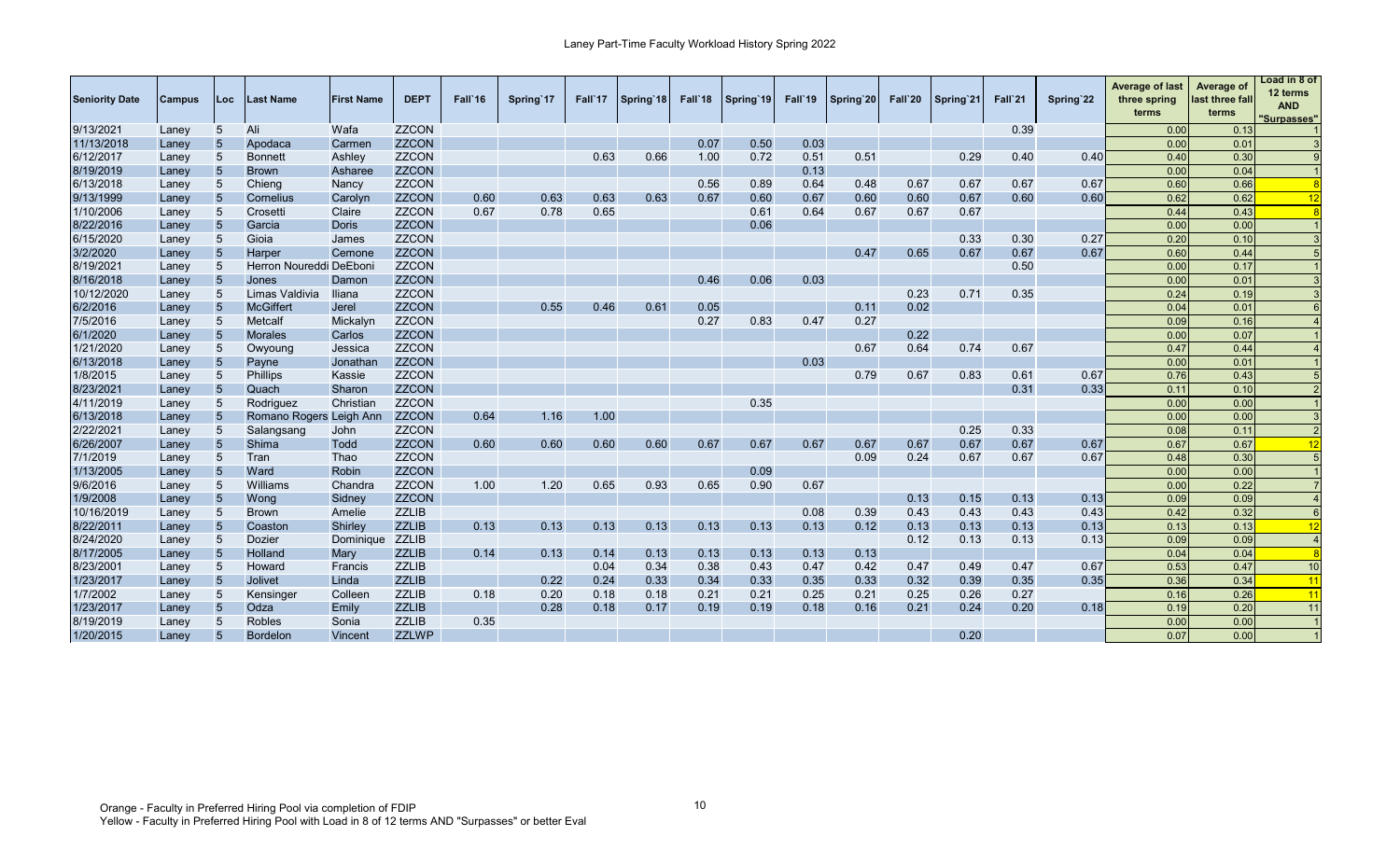# Laney Part-Time Faculty Workload History Spring 2022

| Seniority Date | Campus | Loc | Last Name | First Name | DEPT | Fall`16 | Spring`17 | Fall`17 | Spring`18 | Fall`18 | Spring`19 | Fall`19 | Spring`20 | Fall`20 | Spring`21 | Fall`21 | Spring`22 | Average of last three spring terms | Average of last three fall terms | Load in 8 of 12 terms AND "Surpasses" |
|---|---|---|---|---|---|---|---|---|---|---|---|---|---|---|---|---|---|---|---|---|
| 9/13/2021 | Laney | 5 | Ali | Wafa | ZZCON | | | | | | | | | | | 0.39 | | 0.00 | 0.13 | 1 |
| 11/13/2018 | Laney | 5 | Apodaca | Carmen | ZZCON | | | | | 0.07 | 0.50 | 0.03 | | | | | | 0.00 | 0.01 | 3 |
| 6/12/2017 | Laney | 5 | Bonnett | Ashley | ZZCON | | | 0.63 | 0.66 | 1.00 | 0.72 | 0.51 | 0.51 | | 0.29 | 0.40 | 0.40 | 0.40 | 0.30 | 9 |
| 8/19/2019 | Laney | 5 | Brown | Asharee | ZZCON | | | | | | | 0.13 | | | | | | 0.00 | 0.04 | 1 |
| 6/13/2018 | Laney | 5 | Chieng | Nancy | ZZCON | | | | | 0.56 | 0.89 | 0.64 | 0.48 | 0.67 | 0.67 | 0.67 | 0.67 | 0.60 | 0.66 | 8 |
| 9/13/1999 | Laney | 5 | Cornelius | Carolyn | ZZCON | 0.60 | 0.63 | 0.63 | 0.63 | 0.67 | 0.60 | 0.67 | 0.60 | 0.60 | 0.67 | 0.60 | 0.60 | 0.62 | 0.62 | 12 |
| 1/10/2006 | Laney | 5 | Crosetti | Claire | ZZCON | 0.67 | 0.78 | 0.65 | | | 0.61 | 0.64 | 0.67 | 0.67 | 0.67 | | | 0.44 | 0.43 | 8 |
| 8/22/2016 | Laney | 5 | Garcia | Doris | ZZCON | | | | | | 0.06 | | | | | | | 0.00 | 0.00 | 1 |
| 6/15/2020 | Laney | 5 | Gioia | James | ZZCON | | | | | | | | | | 0.33 | 0.30 | 0.27 | 0.20 | 0.10 | 3 |
| 3/2/2020 | Laney | 5 | Harper | Cemone | ZZCON | | | | | | | | 0.47 | 0.65 | 0.67 | 0.67 | 0.67 | 0.60 | 0.44 | 5 |
| 8/19/2021 | Laney | 5 | Herron Noureddi | DeEboni | ZZCON | | | | | | | | | | | 0.50 | | 0.00 | 0.17 | 1 |
| 8/16/2018 | Laney | 5 | Jones | Damon | ZZCON | | | | | 0.46 | 0.06 | 0.03 | | | | | | 0.00 | 0.01 | 3 |
| 10/12/2020 | Laney | 5 | Limas Valdivia | Iliana | ZZCON | | | | | | | | | 0.23 | 0.71 | 0.35 | | 0.24 | 0.19 | 3 |
| 6/2/2016 | Laney | 5 | McGiffert | Jerel | ZZCON | | 0.55 | 0.46 | 0.61 | 0.05 | | | 0.11 | 0.02 | | | | 0.04 | 0.01 | 6 |
| 7/5/2016 | Laney | 5 | Metcalf | Mickalyn | ZZCON | | | | | 0.27 | 0.83 | 0.47 | 0.27 | | | | | 0.09 | 0.16 | 4 |
| 6/1/2020 | Laney | 5 | Morales | Carlos | ZZCON | | | | | | | | | 0.22 | | | | 0.00 | 0.07 | 1 |
| 1/21/2020 | Laney | 5 | Owyoung | Jessica | ZZCON | | | | | | | | 0.67 | 0.64 | 0.74 | 0.67 | | 0.47 | 0.44 | 4 |
| 6/13/2018 | Laney | 5 | Payne | Jonathan | ZZCON | | | | | | | 0.03 | | | | | | 0.00 | 0.01 | 1 |
| 1/8/2015 | Laney | 5 | Phillips | Kassie | ZZCON | | | | | | | | 0.79 | 0.67 | 0.83 | 0.61 | 0.67 | 0.76 | 0.43 | 5 |
| 8/23/2021 | Laney | 5 | Quach | Sharon | ZZCON | | | | | | | | | | | 0.31 | 0.33 | 0.11 | 0.10 | 2 |
| 4/11/2019 | Laney | 5 | Rodriguez | Christian | ZZCON | | | | | | 0.35 | | | | | | | 0.00 | 0.00 | 1 |
| 6/13/2018 | Laney | 5 | Romano Rogers | Leigh Ann | ZZCON | 0.64 | 1.16 | 1.00 | | | | | | | | | | 0.00 | 0.00 | 3 |
| 2/22/2021 | Laney | 5 | Salangsang | John | ZZCON | | | | | | | | | | 0.25 | 0.33 | | 0.08 | 0.11 | 2 |
| 6/26/2007 | Laney | 5 | Shima | Todd | ZZCON | 0.60 | 0.60 | 0.60 | 0.60 | 0.67 | 0.67 | 0.67 | 0.67 | 0.67 | 0.67 | 0.67 | 0.67 | 0.67 | 0.67 | 12 |
| 7/1/2019 | Laney | 5 | Tran | Thao | ZZCON | | | | | | | | 0.09 | 0.24 | 0.67 | 0.67 | 0.67 | 0.48 | 0.30 | 5 |
| 1/13/2005 | Laney | 5 | Ward | Robin | ZZCON | | | | | | 0.09 | | | | | | | 0.00 | 0.00 | 1 |
| 9/6/2016 | Laney | 5 | Williams | Chandra | ZZCON | 1.00 | 1.20 | 0.65 | 0.93 | 0.65 | 0.90 | 0.67 | | | | | | 0.00 | 0.22 | 7 |
| 1/9/2008 | Laney | 5 | Wong | Sidney | ZZCON | | | | | | | | | 0.13 | 0.15 | 0.13 | 0.13 | 0.09 | 0.09 | 4 |
| 10/16/2019 | Laney | 5 | Brown | Amelie | ZZLIB | | | | | | | 0.08 | 0.39 | 0.43 | 0.43 | 0.43 | 0.43 | 0.42 | 0.32 | 6 |
| 8/22/2011 | Laney | 5 | Coaston | Shirley | ZZLIB | 0.13 | 0.13 | 0.13 | 0.13 | 0.13 | 0.13 | 0.13 | 0.12 | 0.13 | 0.13 | 0.13 | 0.13 | 0.13 | 0.13 | 12 |
| 8/24/2020 | Laney | 5 | Dozier | Dominique | ZZLIB | | | | | | | | | 0.12 | 0.13 | 0.13 | 0.13 | 0.09 | 0.09 | 4 |
| 8/17/2005 | Laney | 5 | Holland | Mary | ZZLIB | 0.14 | 0.13 | 0.14 | 0.13 | 0.13 | 0.13 | 0.13 | 0.13 | | | | | 0.04 | 0.04 | 8 |
| 8/23/2001 | Laney | 5 | Howard | Francis | ZZLIB | | | 0.04 | 0.34 | 0.38 | 0.43 | 0.47 | 0.42 | 0.47 | 0.49 | 0.47 | 0.67 | 0.53 | 0.47 | 10 |
| 1/23/2017 | Laney | 5 | Jolivet | Linda | ZZLIB | | 0.22 | 0.24 | 0.33 | 0.34 | 0.33 | 0.35 | 0.33 | 0.32 | 0.39 | 0.35 | 0.35 | 0.36 | 0.34 | 11 |
| 1/7/2002 | Laney | 5 | Kensinger | Colleen | ZZLIB | 0.18 | 0.20 | 0.18 | 0.18 | 0.21 | 0.21 | 0.25 | 0.21 | 0.25 | 0.26 | 0.27 | | 0.16 | 0.26 | 11 |
| 1/23/2017 | Laney | 5 | Odza | Emily | ZZLIB | | 0.28 | 0.18 | 0.17 | 0.19 | 0.19 | 0.18 | 0.16 | 0.21 | 0.24 | 0.20 | 0.18 | 0.19 | 0.20 | 11 |
| 8/19/2019 | Laney | 5 | Robles | Sonia | ZZLIB | 0.35 | | | | | | | | | | | | 0.00 | 0.00 | 1 |
| 1/20/2015 | Laney | 5 | Bordelon | Vincent | ZZLWP | | | | | | | | | | 0.20 | | | 0.07 | 0.00 | 1 |

Orange - Faculty in Preferred Hiring Pool via completion of FDIP
Yellow - Faculty in Preferred Hiring Pool with Load in 8 of 12 terms AND "Surpasses" or better Eval